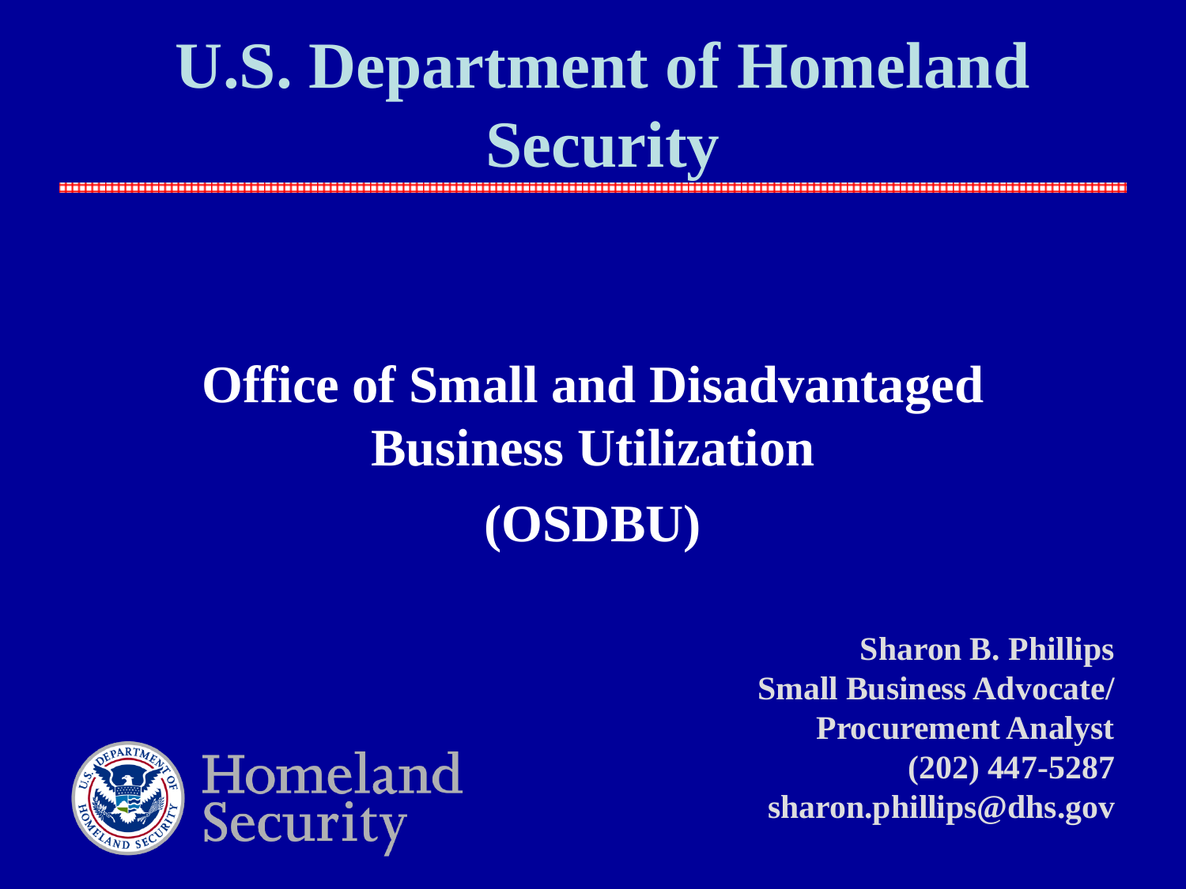# U.S. Department of Homeland Security

## Office of Small and Disadvantaged Business Utilization (OSDBU)

**Sharon B. Phillips**
**Small Business Advocate/ Procurement Analyst**
**(202) 447-5287**
**sharon.phillips@dhs.gov**

Homeland Security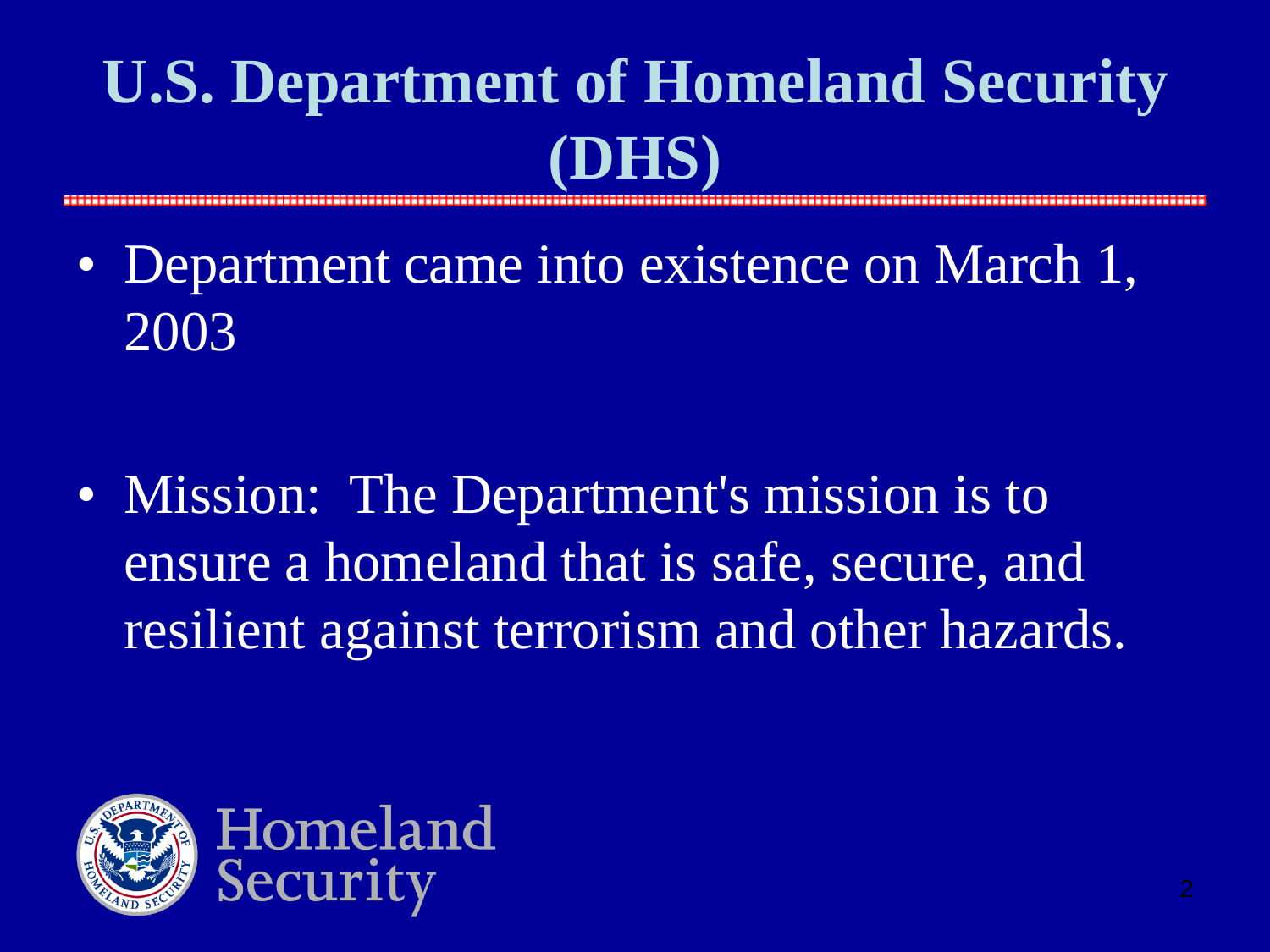# U.S. Department of Homeland Security (DHS)

- Department came into existence on March 1, 2003

- Mission: The Department's mission is to ensure a homeland that is safe, secure, and resilient against terrorism and other hazards.

Homeland Security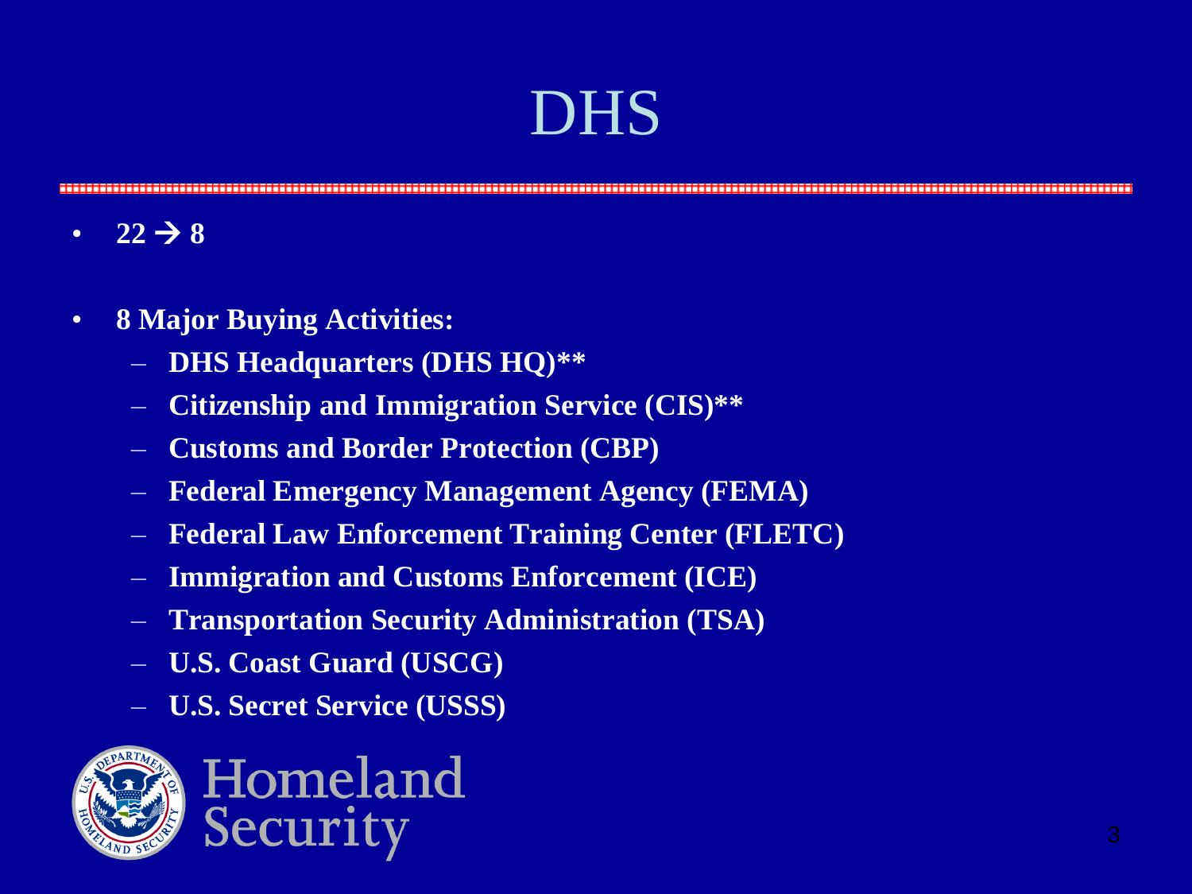# DHS

- **22 → 8**

- **8 Major Buying Activities:**
  - **DHS Headquarters (DHS HQ)****
  - **Citizenship and Immigration Service (CIS)****
  - **Customs and Border Protection (CBP)**
  - **Federal Emergency Management Agency (FEMA)**
  - **Federal Law Enforcement Training Center (FLETC)**
  - **Immigration and Customs Enforcement (ICE)**
  - **Transportation Security Administration (TSA)**
  - **U.S. Coast Guard (USCG)**
  - **U.S. Secret Service (USSS)**

Homeland Security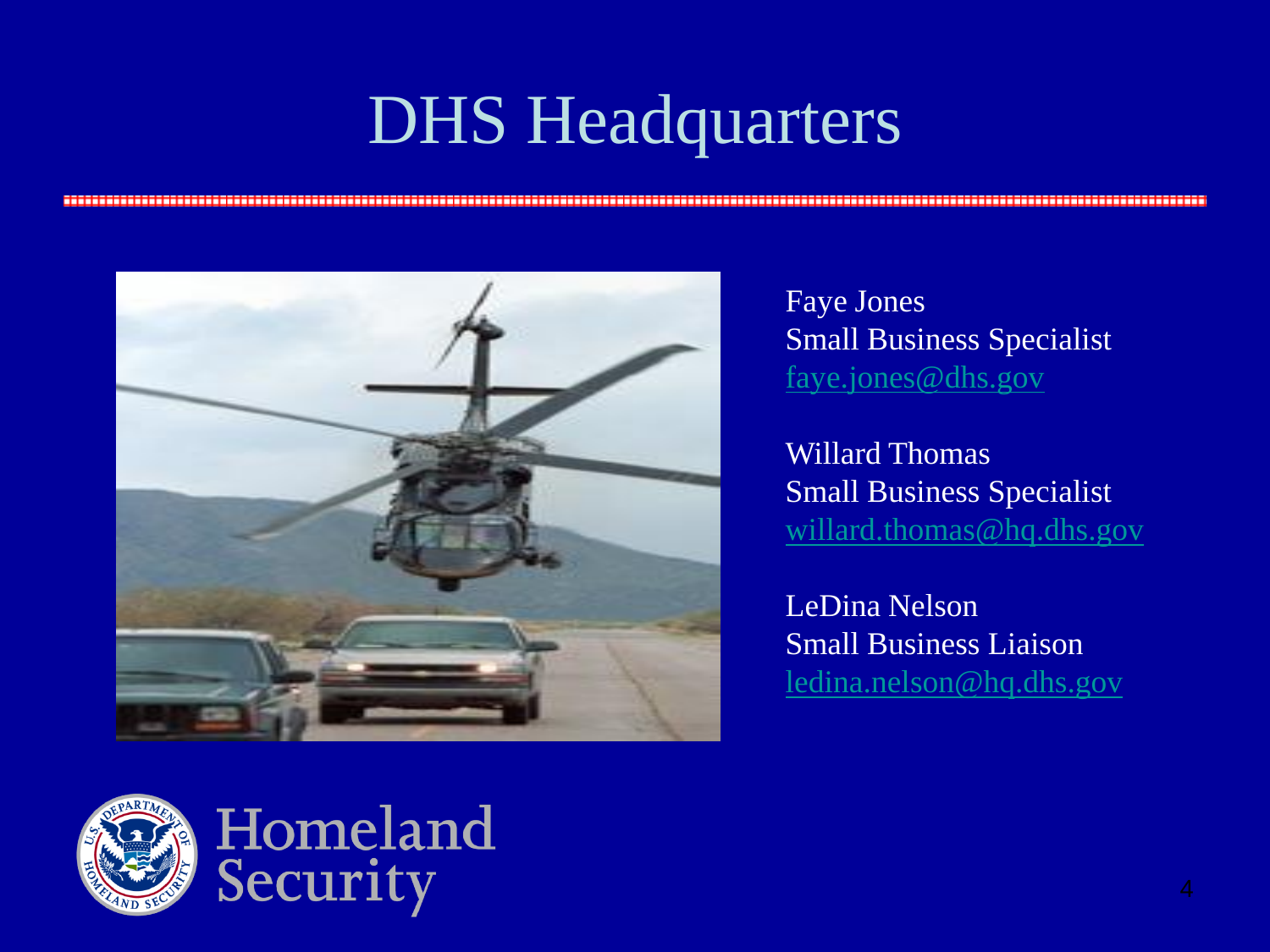# DHS Headquarters

Faye Jones
Small Business Specialist
faye.jones@dhs.gov

Willard Thomas
Small Business Specialist
willard.thomas@hq.dhs.gov

LeDina Nelson
Small Business Liaison
ledina.nelson@hq.dhs.gov

Homeland Security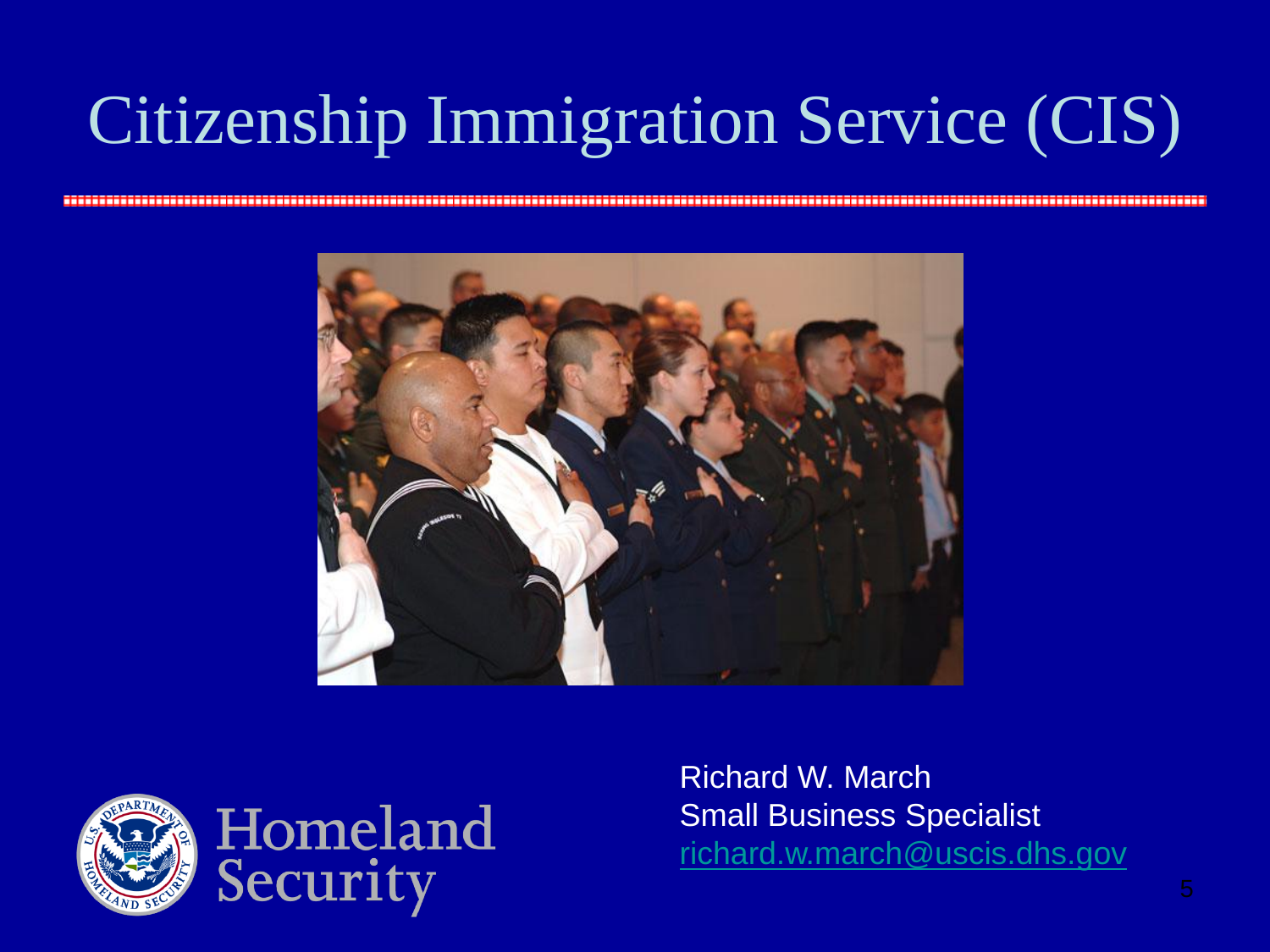# Citizenship Immigration Service (CIS)

Homeland Security

Richard W. March
Small Business Specialist
richard.w.march@uscis.dhs.gov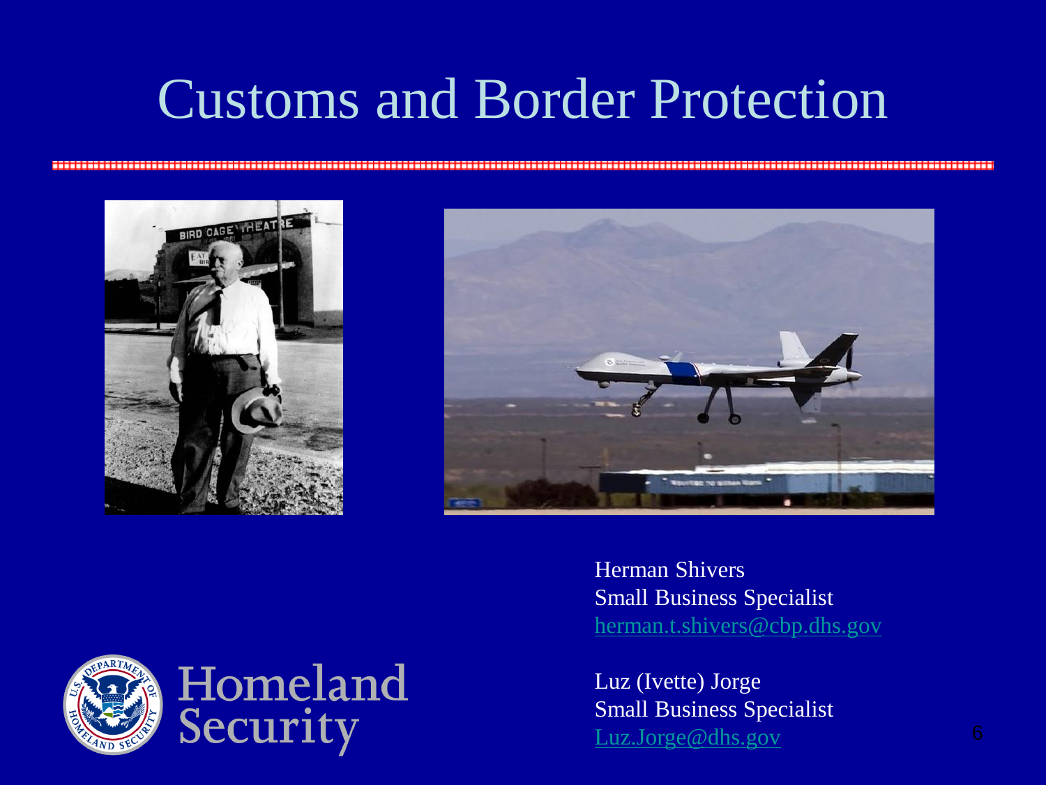# Customs and Border Protection

Herman Shivers
Small Business Specialist
herman.t.shivers@cbp.dhs.gov

Luz (Ivette) Jorge
Small Business Specialist
Luz.Jorge@dhs.gov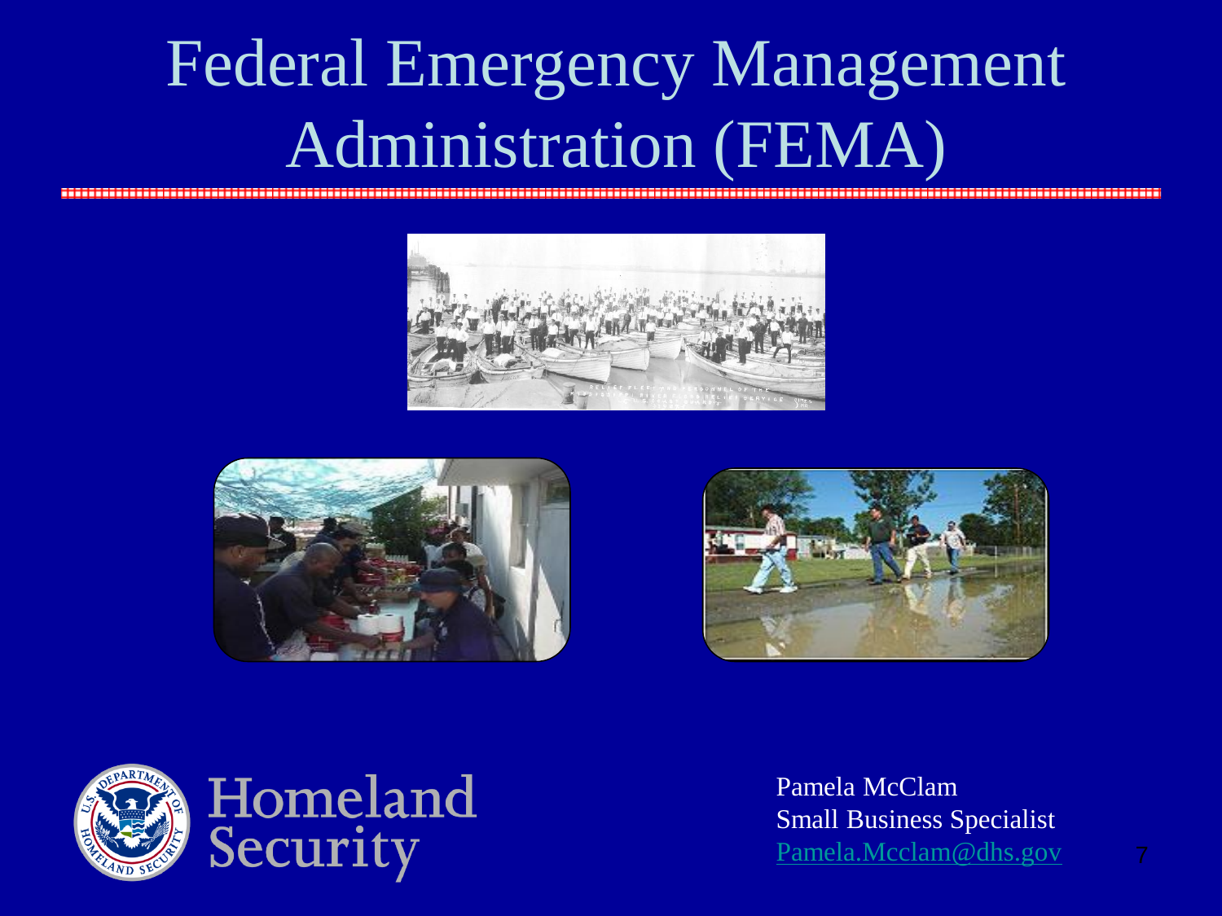# Federal Emergency Management Administration (FEMA)

Homeland Security

Pamela McClam
Small Business Specialist
Pamela.Mcclam@dhs.gov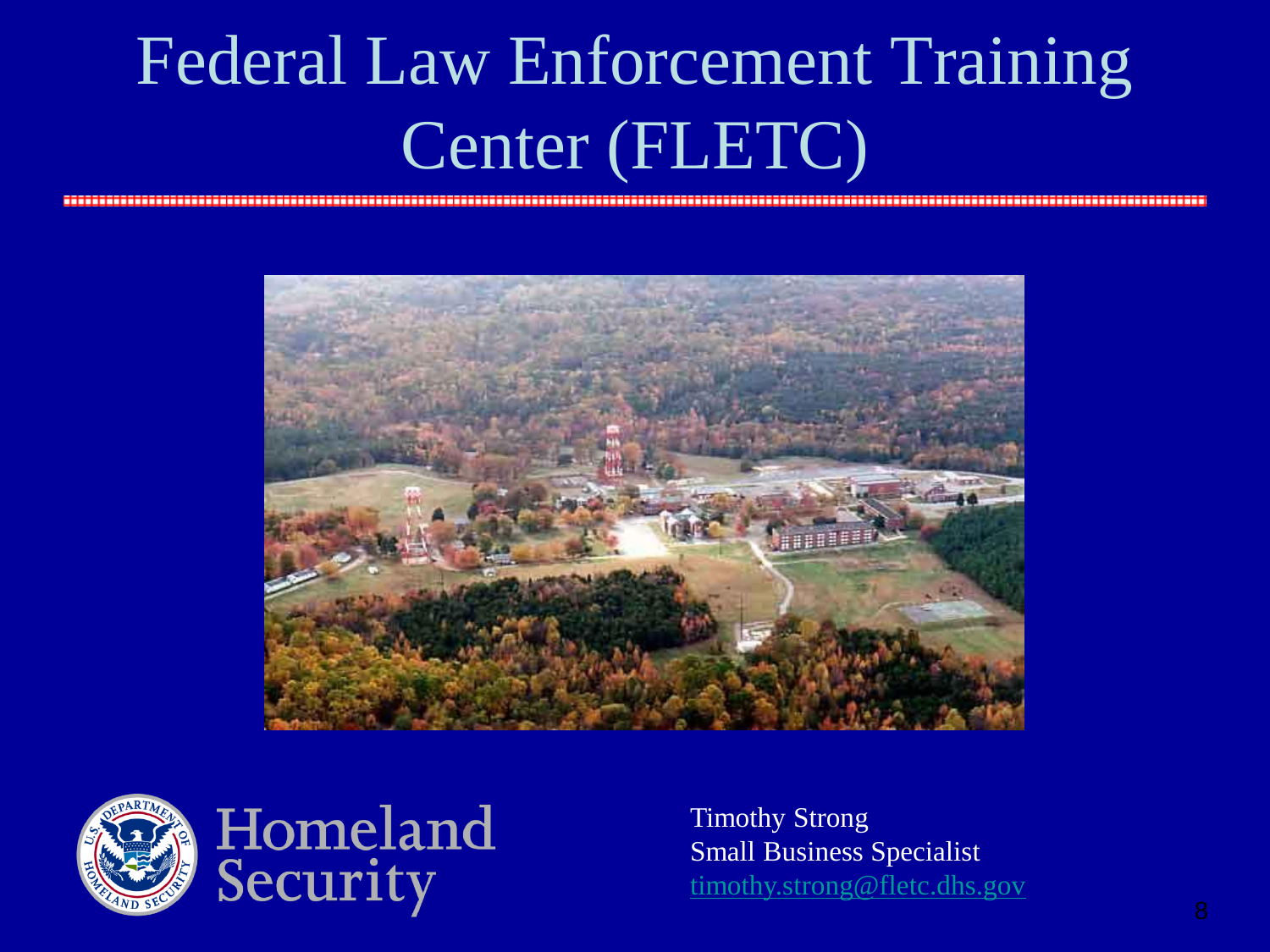# Federal Law Enforcement Training Center (FLETC)

Homeland Security

Timothy Strong
Small Business Specialist
timothy.strong@fletc.dhs.gov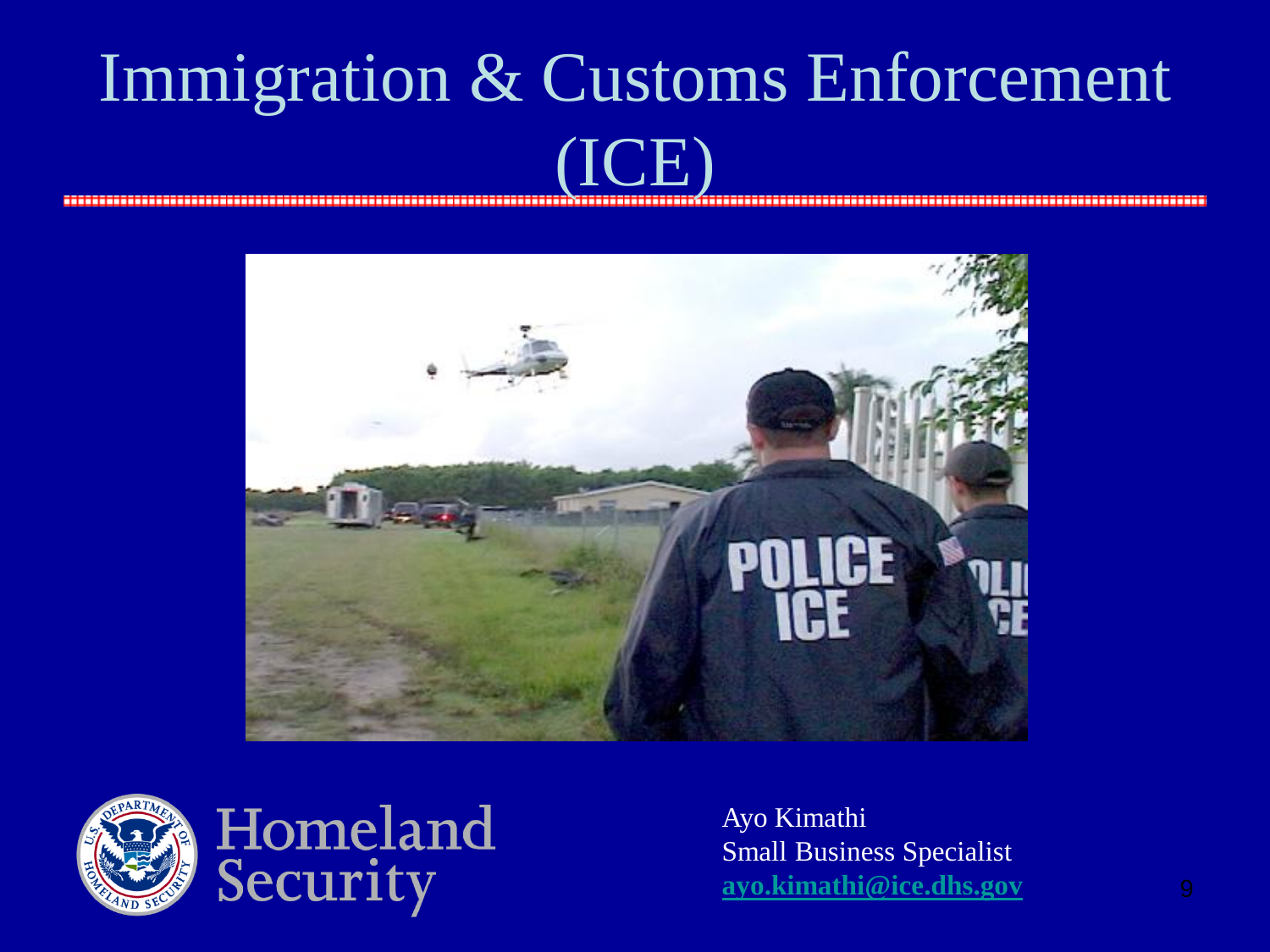# Immigration & Customs Enforcement (ICE)

Homeland Security

Ayo Kimathi
Small Business Specialist
ayo.kimathi@ice.dhs.gov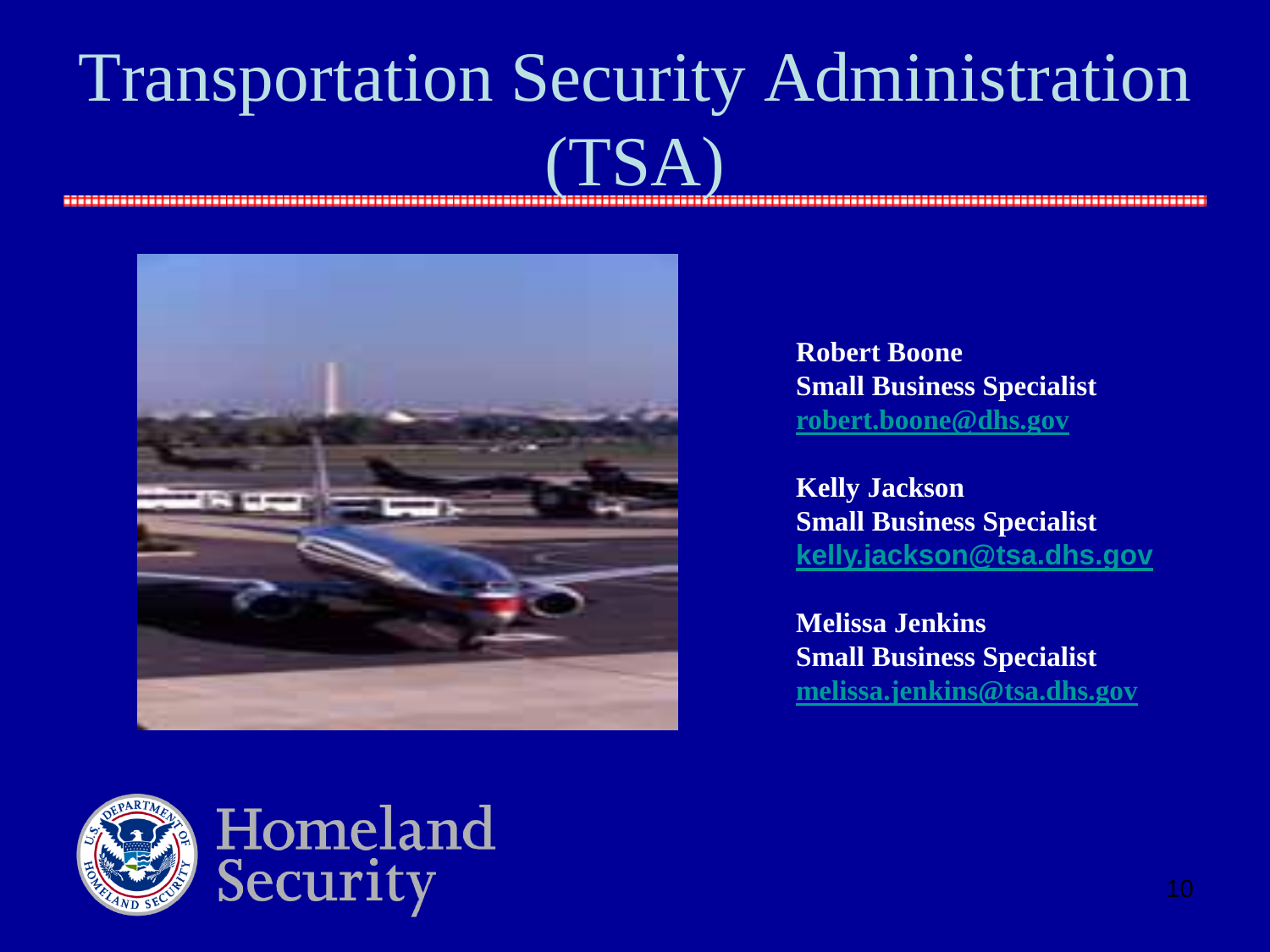# Transportation Security Administration (TSA)

**Robert Boone**
**Small Business Specialist**
**robert.boone@dhs.gov**

**Kelly Jackson**
**Small Business Specialist**
**kelly.jackson@tsa.dhs.gov**

**Melissa Jenkins**
**Small Business Specialist**
**melissa.jenkins@tsa.dhs.gov**

Homeland Security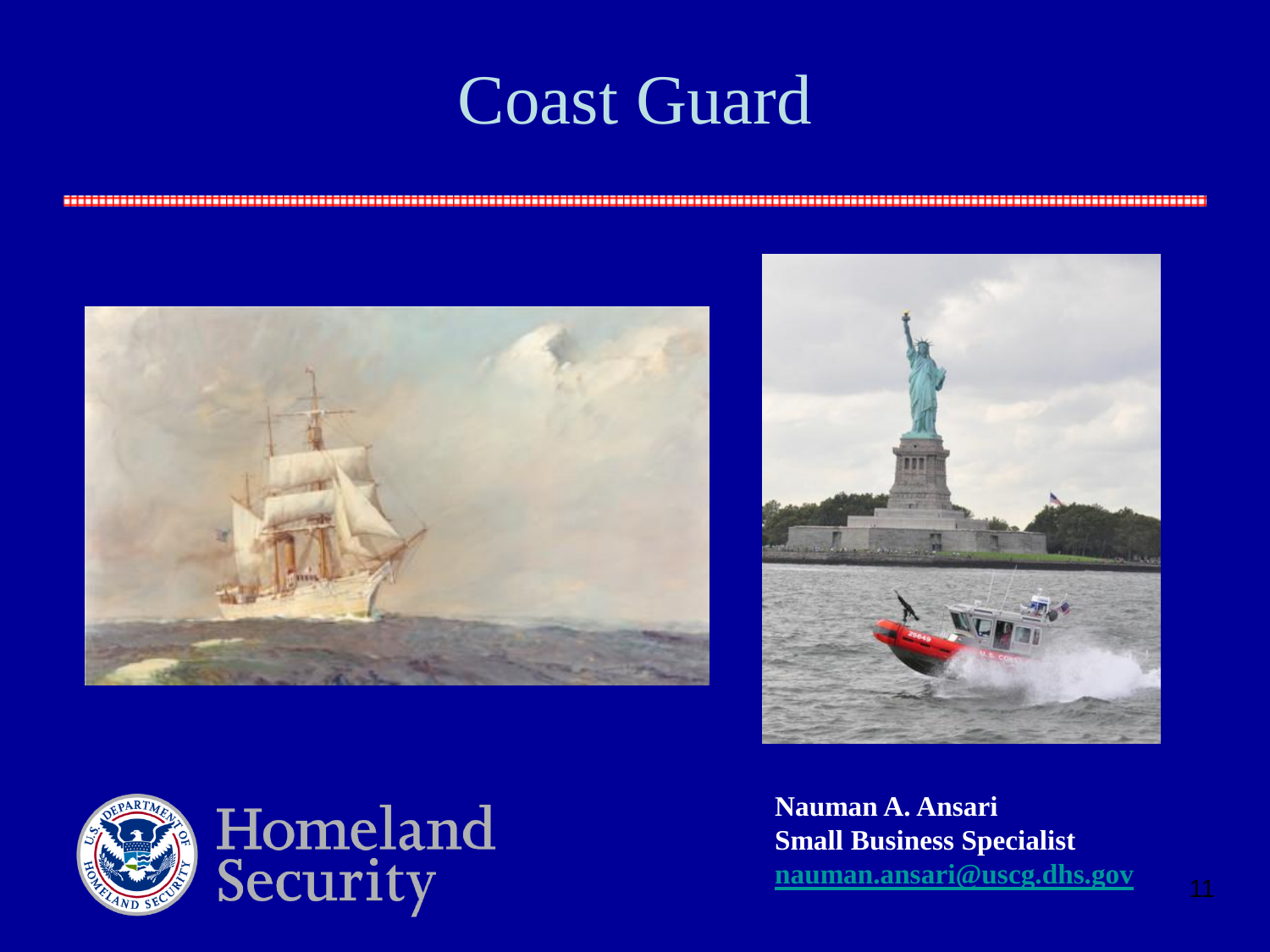# Coast Guard

Homeland Security

**Nauman A. Ansari**
**Small Business Specialist**
**nauman.ansari@uscg.dhs.gov**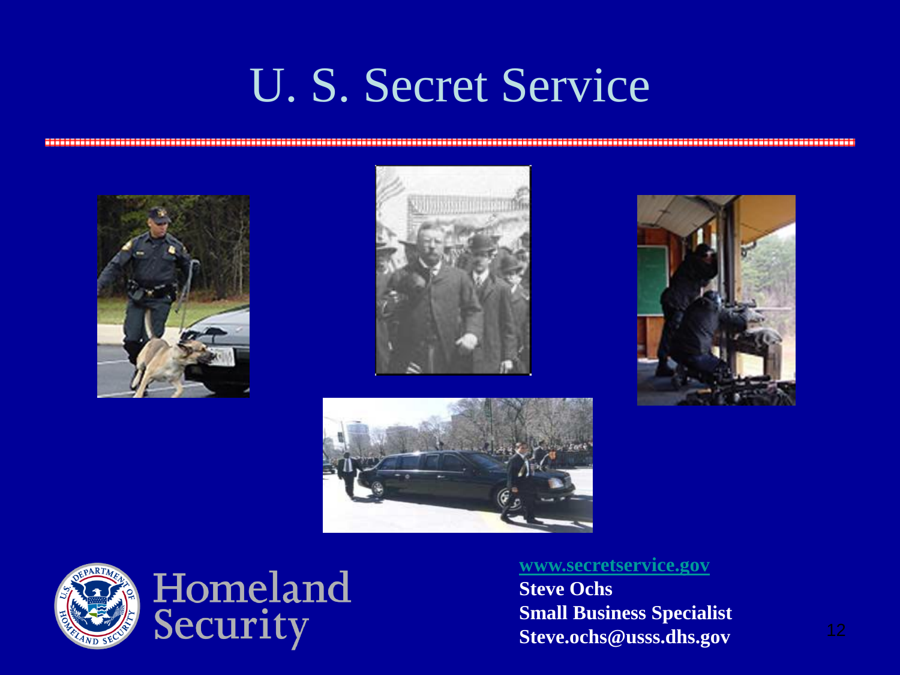# U. S. Secret Service

Homeland Security

www.secretservice.gov
**Steve Ochs**
**Small Business Specialist**
**Steve.ochs@usss.dhs.gov**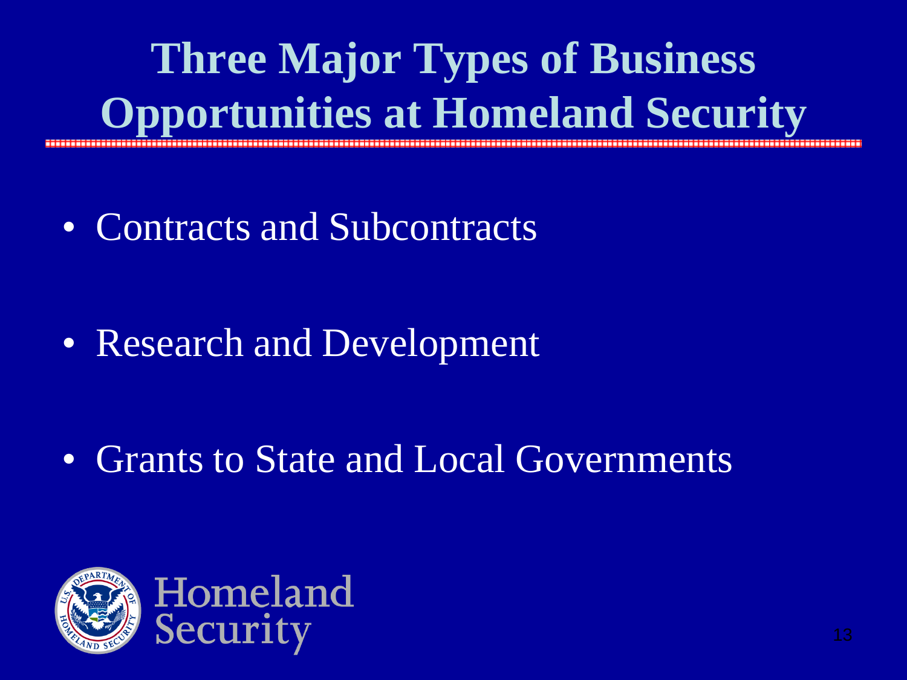# Three Major Types of Business Opportunities at Homeland Security

- Contracts and Subcontracts
- Research and Development
- Grants to State and Local Governments

Homeland Security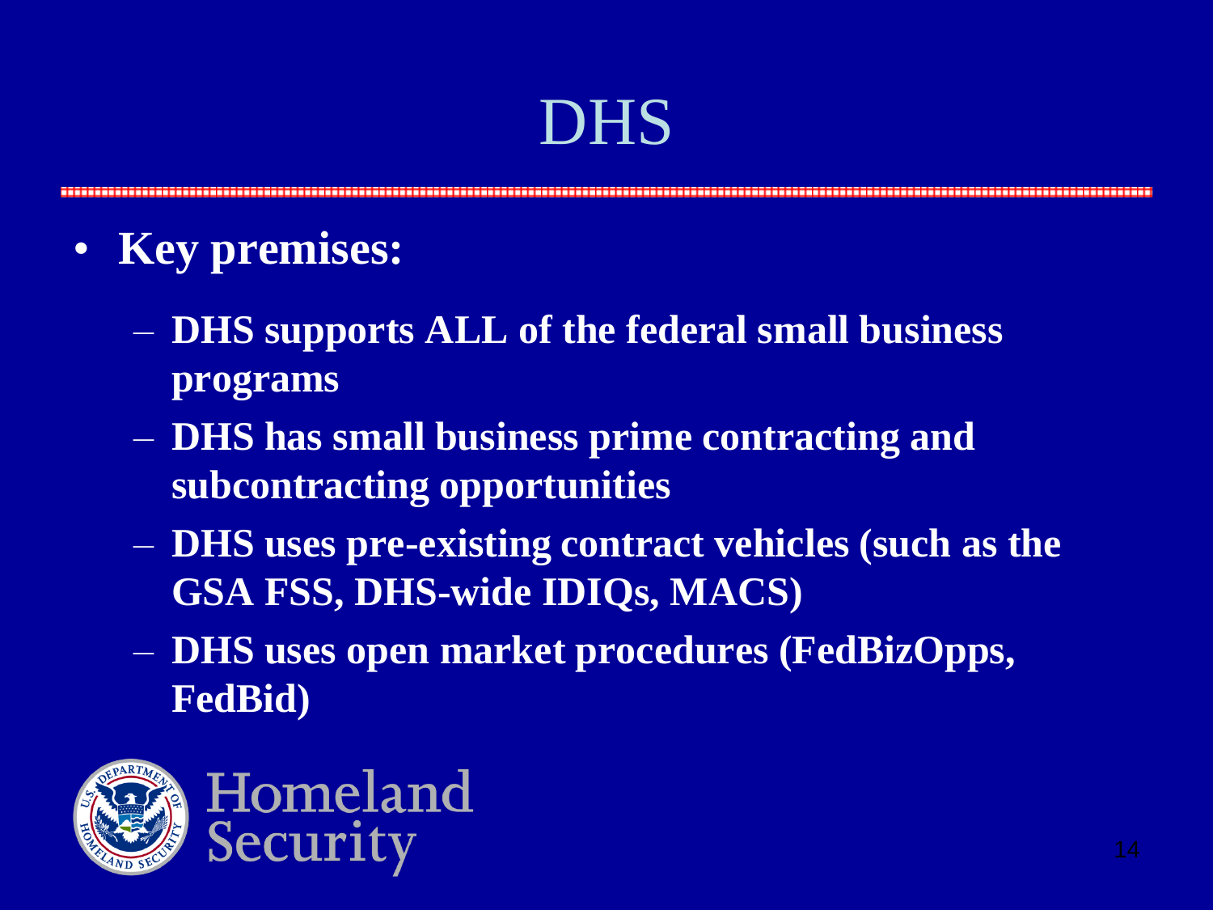# DHS

- **Key premises:**
  - **DHS supports ALL of the federal small business programs**
  - **DHS has small business prime contracting and subcontracting opportunities**
  - **DHS uses pre-existing contract vehicles (such as the GSA FSS, DHS-wide IDIQs, MACS)**
  - **DHS uses open market procedures (FedBizOpps, FedBid)**

Homeland Security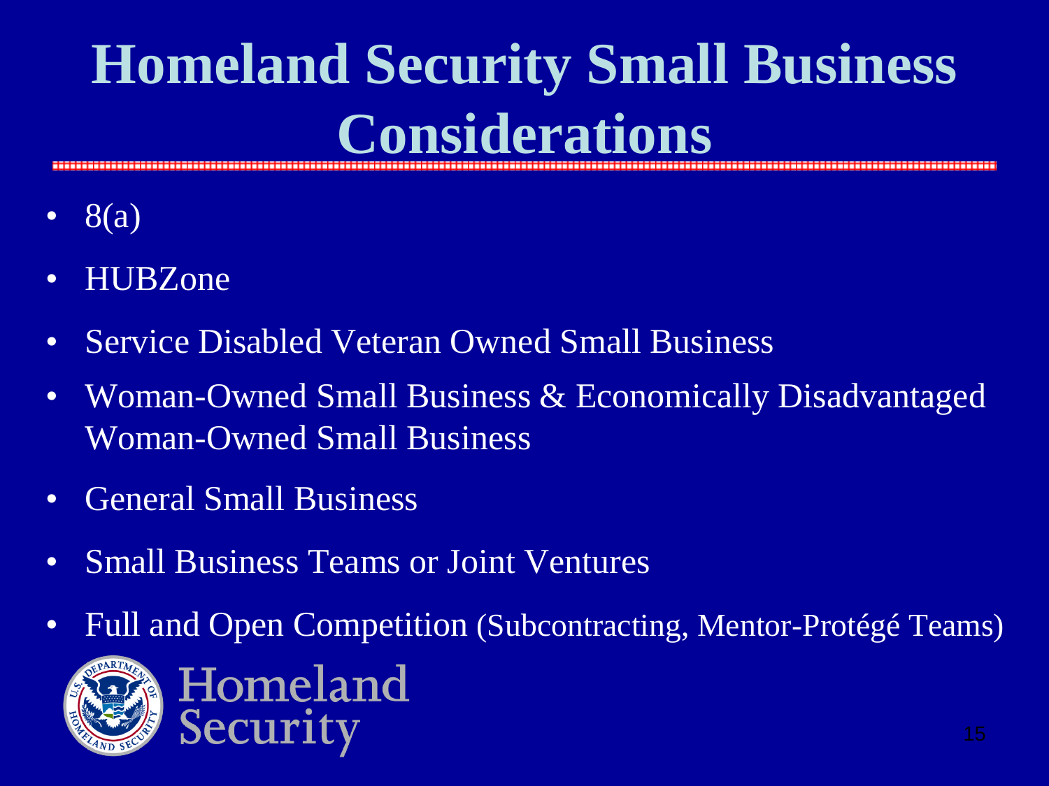# Homeland Security Small Business Considerations

- 8(a)
- HUBZone
- Service Disabled Veteran Owned Small Business
- Woman-Owned Small Business & Economically Disadvantaged Woman-Owned Small Business
- General Small Business
- Small Business Teams or Joint Ventures
- Full and Open Competition (Subcontracting, Mentor-Protégé Teams)

Homeland Security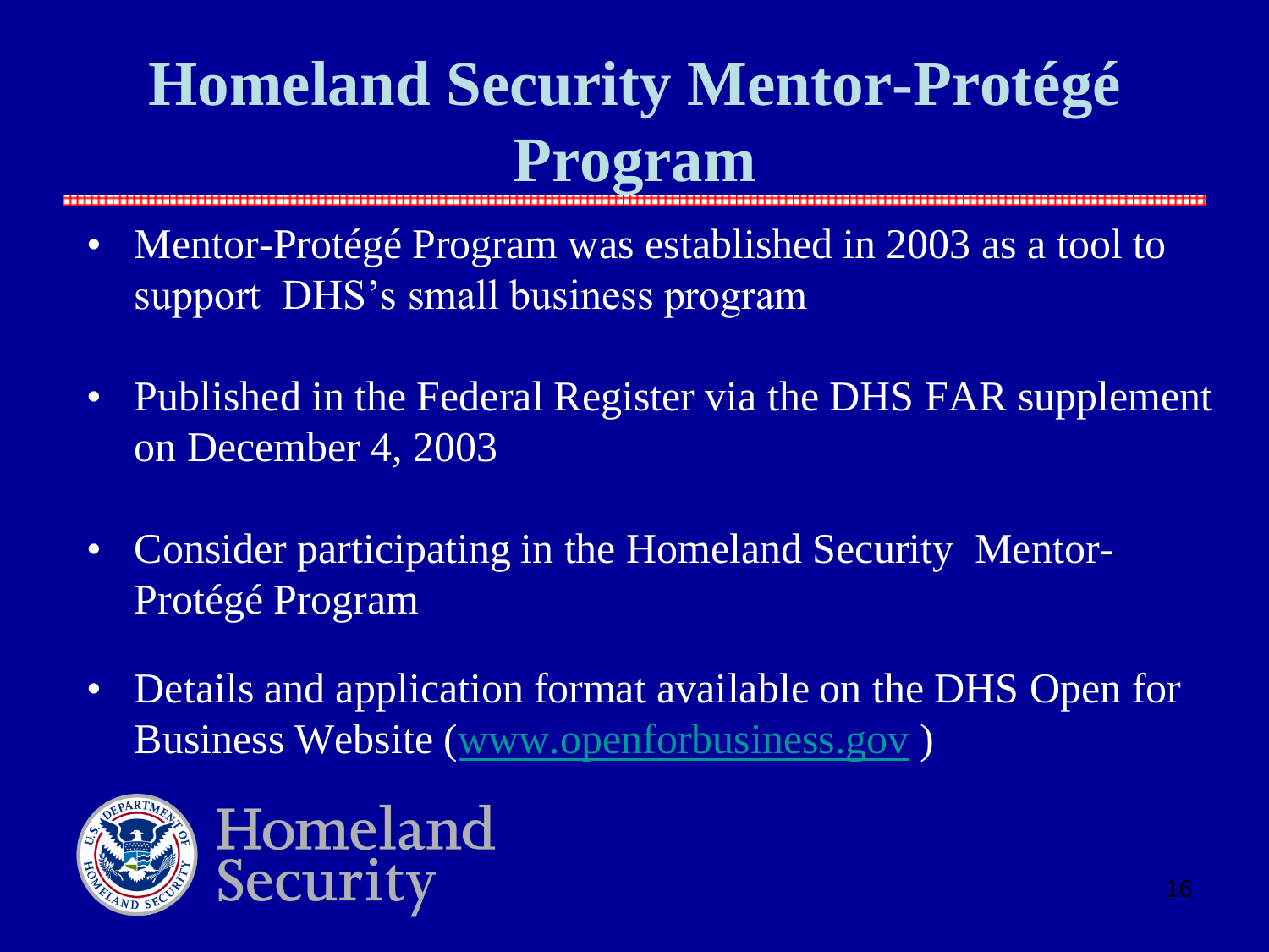# Homeland Security Mentor-Protégé Program

- Mentor-Protégé Program was established in 2003 as a tool to support DHS's small business program
- Published in the Federal Register via the DHS FAR supplement on December 4, 2003
- Consider participating in the Homeland Security Mentor-Protégé Program
- Details and application format available on the DHS Open for Business Website (www.openforbusiness.gov )

Homeland Security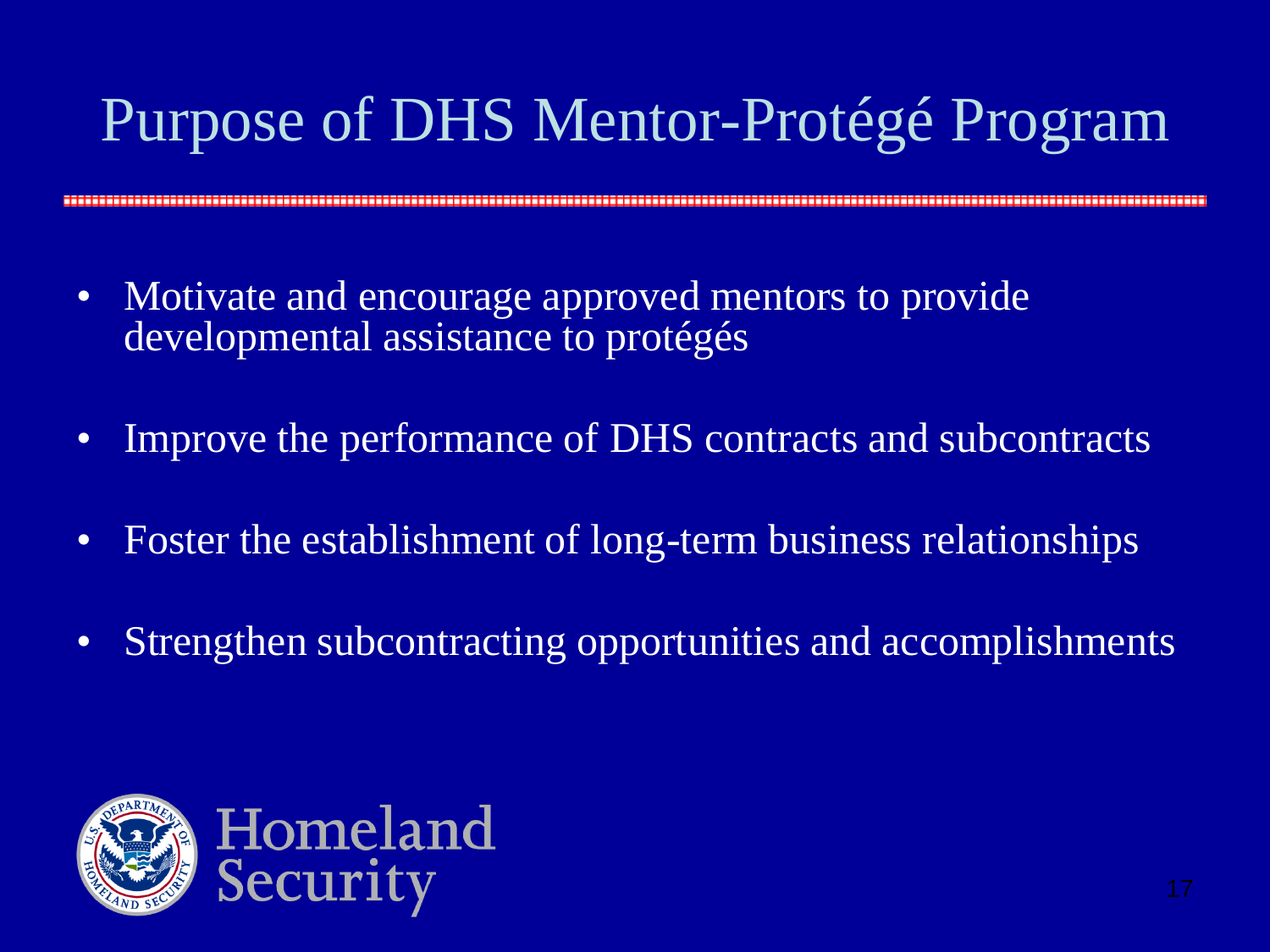# Purpose of DHS Mentor-Protégé Program

- Motivate and encourage approved mentors to provide developmental assistance to protégés
- Improve the performance of DHS contracts and subcontracts
- Foster the establishment of long-term business relationships
- Strengthen subcontracting opportunities and accomplishments

Homeland Security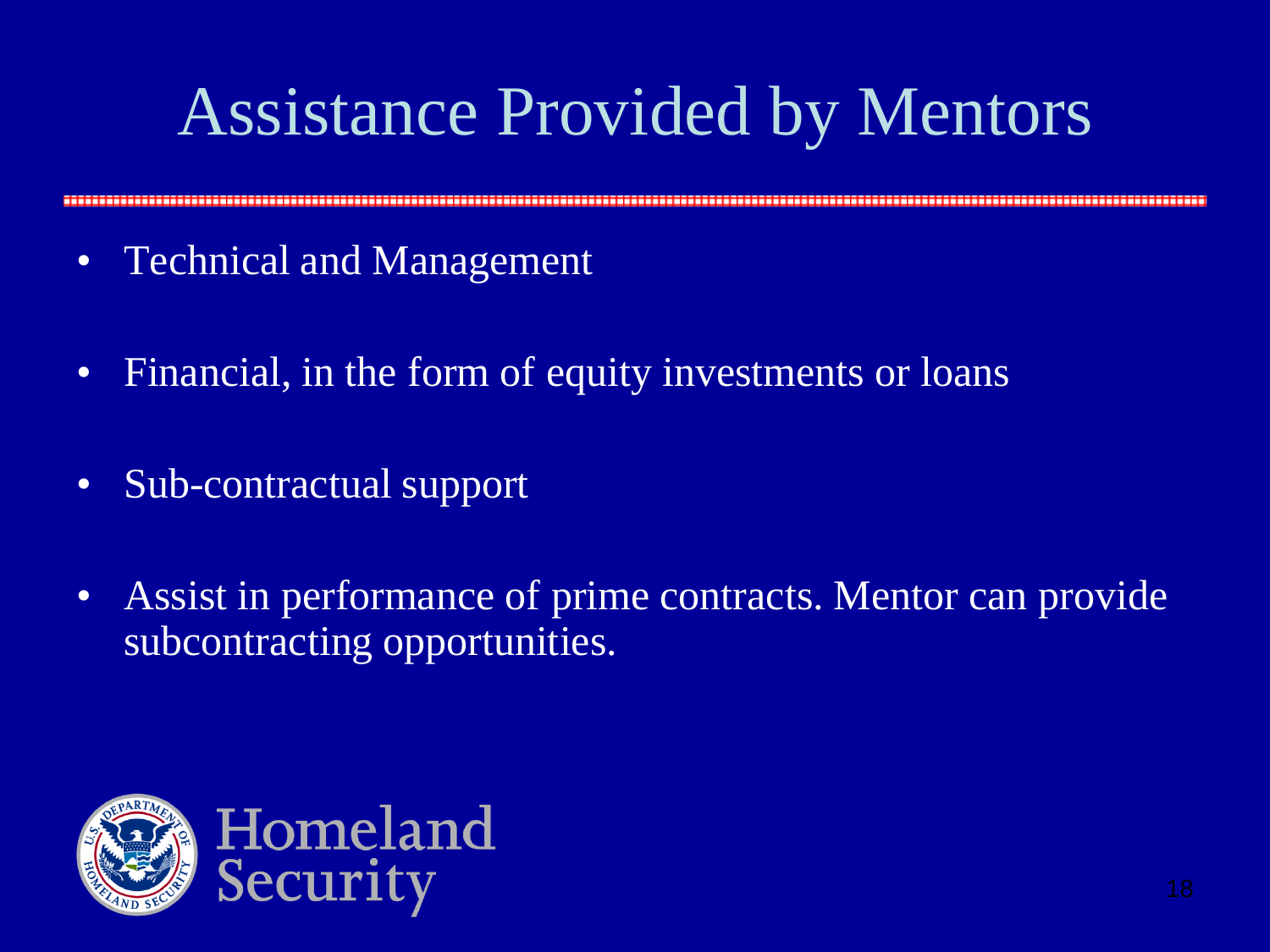# Assistance Provided by Mentors

- Technical and Management
- Financial, in the form of equity investments or loans
- Sub-contractual support
- Assist in performance of prime contracts. Mentor can provide subcontracting opportunities.

Homeland Security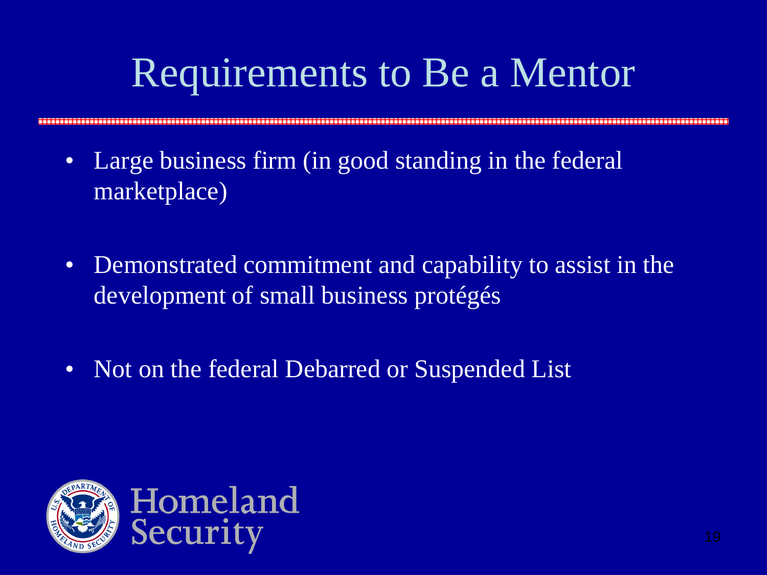# Requirements to Be a Mentor

- Large business firm (in good standing in the federal marketplace)
- Demonstrated commitment and capability to assist in the development of small business protégés
- Not on the federal Debarred or Suspended List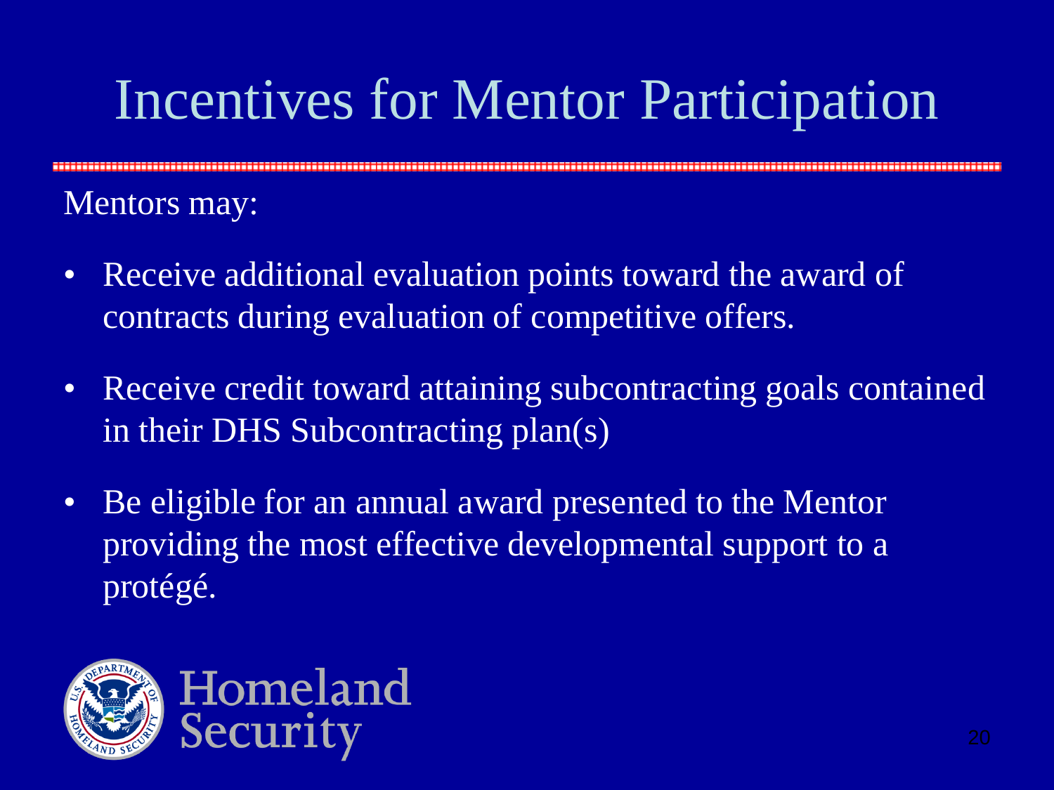# Incentives for Mentor Participation

Mentors may:

- Receive additional evaluation points toward the award of contracts during evaluation of competitive offers.
- Receive credit toward attaining subcontracting goals contained in their DHS Subcontracting plan(s)
- Be eligible for an annual award presented to the Mentor providing the most effective developmental support to a protégé.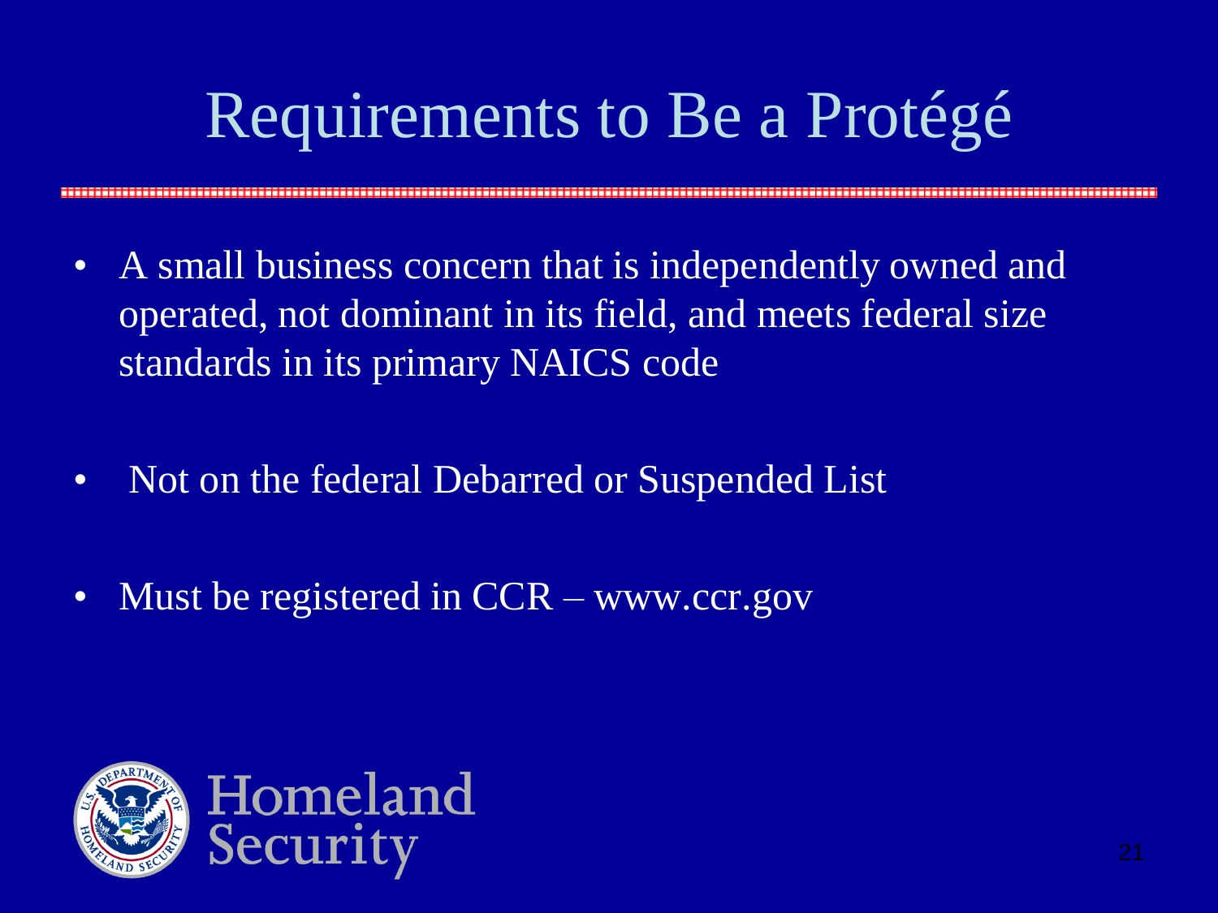# Requirements to Be a Protégé

- A small business concern that is independently owned and operated, not dominant in its field, and meets federal size standards in its primary NAICS code
- Not on the federal Debarred or Suspended List
- Must be registered in CCR – www.ccr.gov

Homeland Security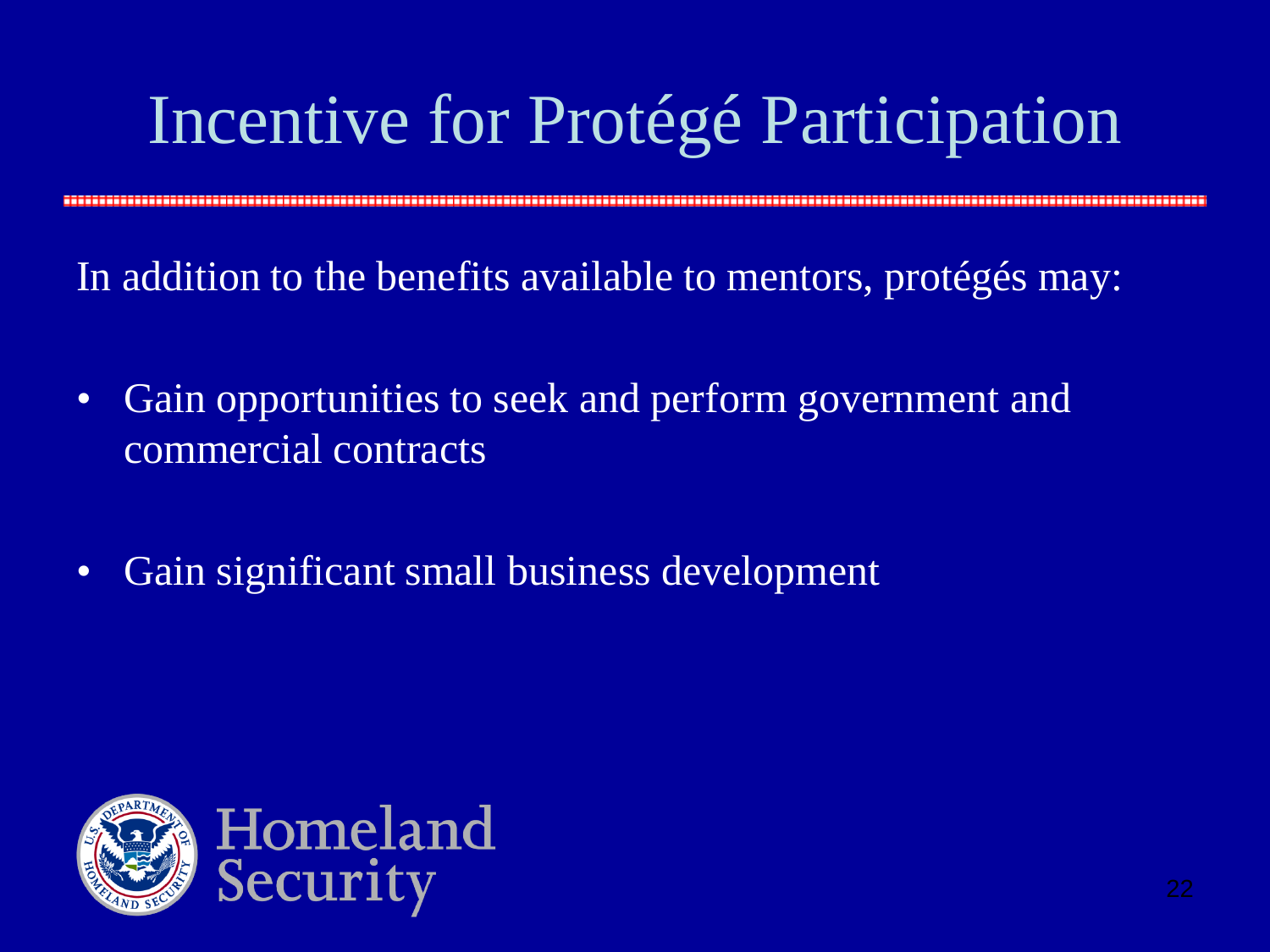# Incentive for Protégé Participation

In addition to the benefits available to mentors, protégés may:

- Gain opportunities to seek and perform government and commercial contracts
- Gain significant small business development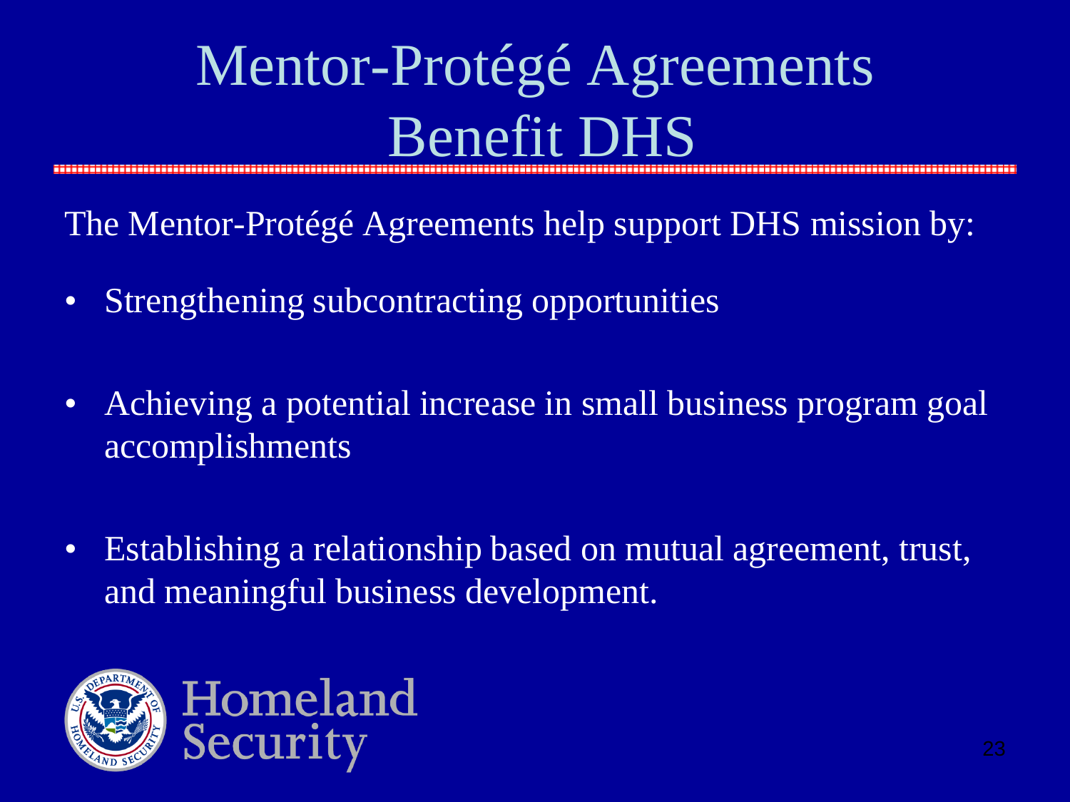# Mentor-Protégé Agreements Benefit DHS

The Mentor-Protégé Agreements help support DHS mission by:

- Strengthening subcontracting opportunities
- Achieving a potential increase in small business program goal accomplishments
- Establishing a relationship based on mutual agreement, trust, and meaningful business development.

Homeland Security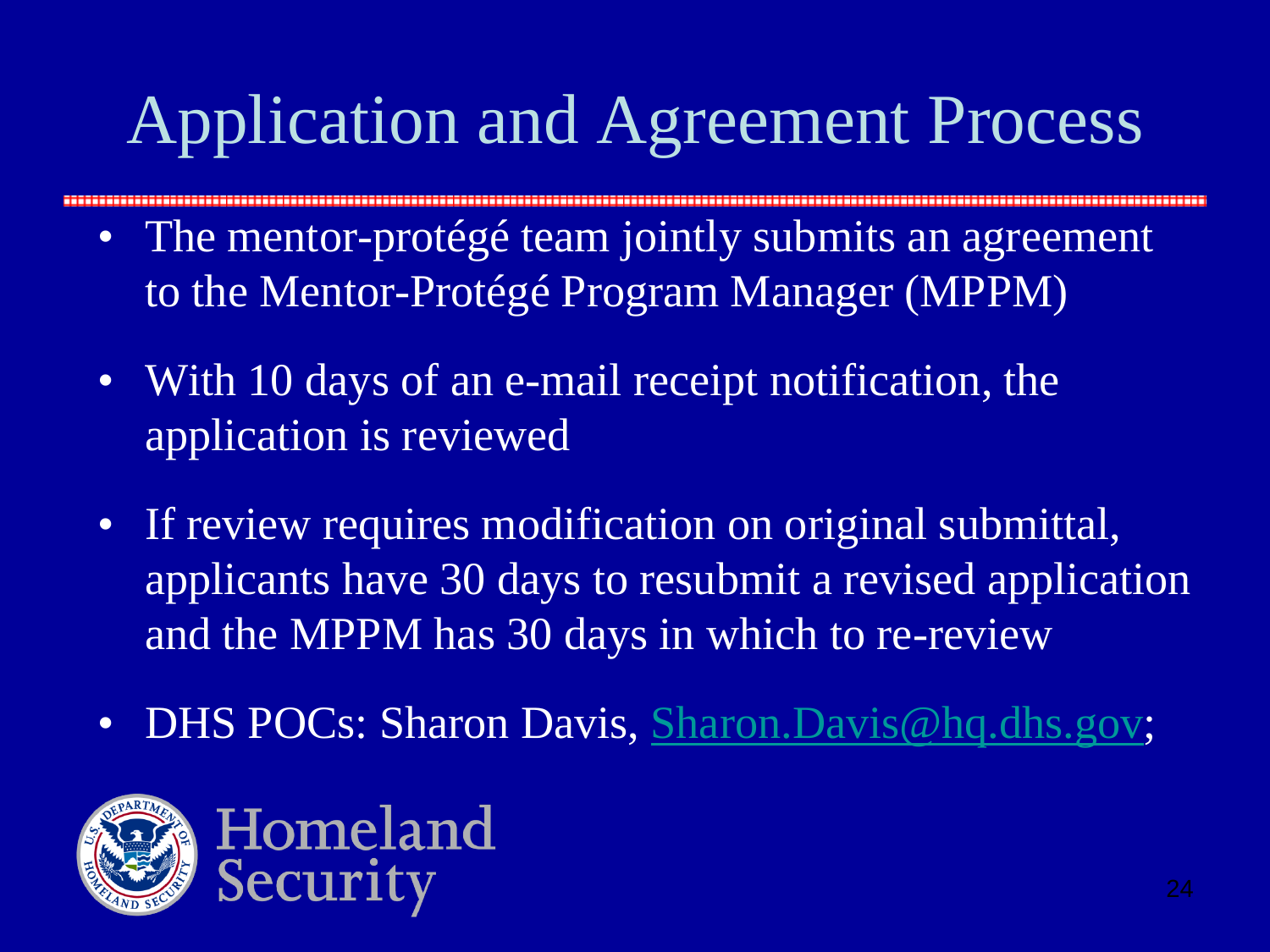# Application and Agreement Process

- The mentor-protégé team jointly submits an agreement to the Mentor-Protégé Program Manager (MPPM)
- With 10 days of an e-mail receipt notification, the application is reviewed
- If review requires modification on original submittal, applicants have 30 days to resubmit a revised application and the MPPM has 30 days in which to re-review
- DHS POCs: Sharon Davis, Sharon.Davis@hq.dhs.gov;

Homeland Security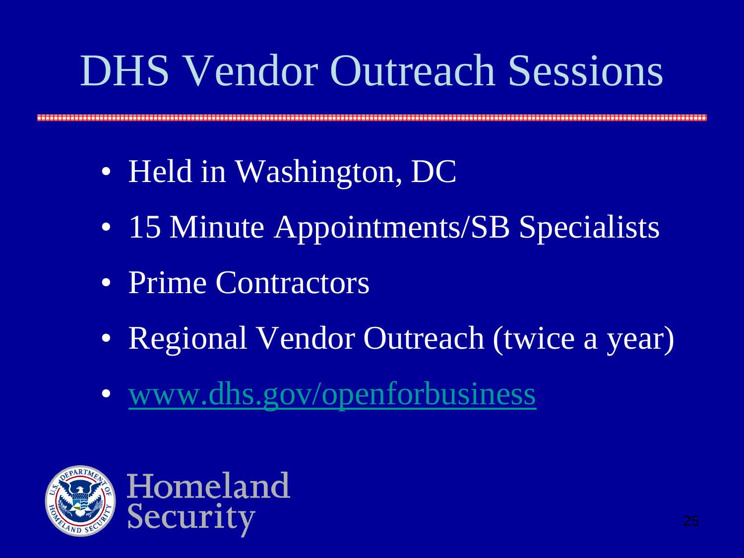# DHS Vendor Outreach Sessions

- Held in Washington, DC
- 15 Minute Appointments/SB Specialists
- Prime Contractors
- Regional Vendor Outreach (twice a year)
- www.dhs.gov/openforbusiness

Homeland Security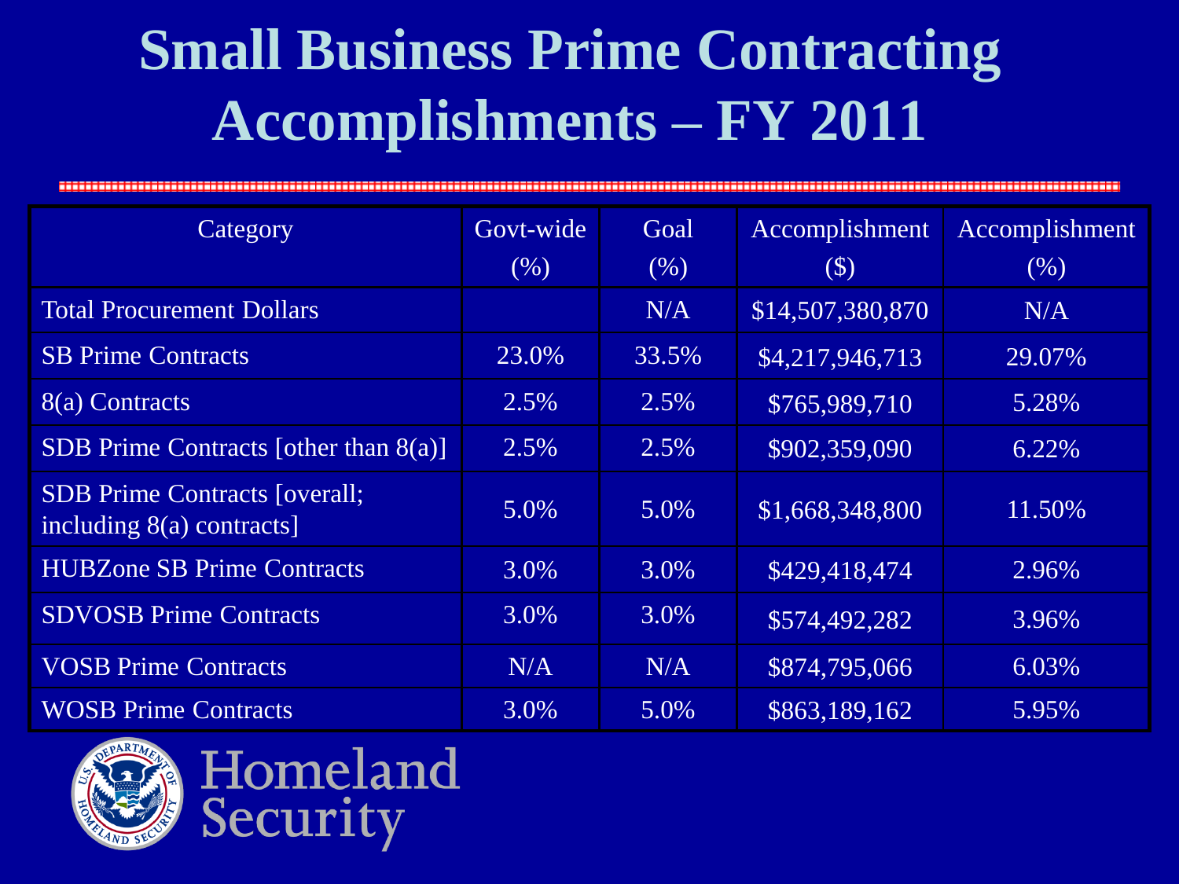# Small Business Prime Contracting Accomplishments – FY 2011

| Category | Govt-wide (%) | Goal (%) | Accomplishment ($) | Accomplishment (%) |
|---|---|---|---|---|
| Total Procurement Dollars | | N/A | $14,507,380,870 | N/A |
| SB Prime Contracts | 23.0% | 33.5% | $4,217,946,713 | 29.07% |
| 8(a) Contracts | 2.5% | 2.5% | $765,989,710 | 5.28% |
| SDB Prime Contracts [other than 8(a)] | 2.5% | 2.5% | $902,359,090 | 6.22% |
| SDB Prime Contracts [overall; including 8(a) contracts] | 5.0% | 5.0% | $1,668,348,800 | 11.50% |
| HUBZone SB Prime Contracts | 3.0% | 3.0% | $429,418,474 | 2.96% |
| SDVOSB Prime Contracts | 3.0% | 3.0% | $574,492,282 | 3.96% |
| VOSB Prime Contracts | N/A | N/A | $874,795,066 | 6.03% |
| WOSB Prime Contracts | 3.0% | 5.0% | $863,189,162 | 5.95% |

Homeland Security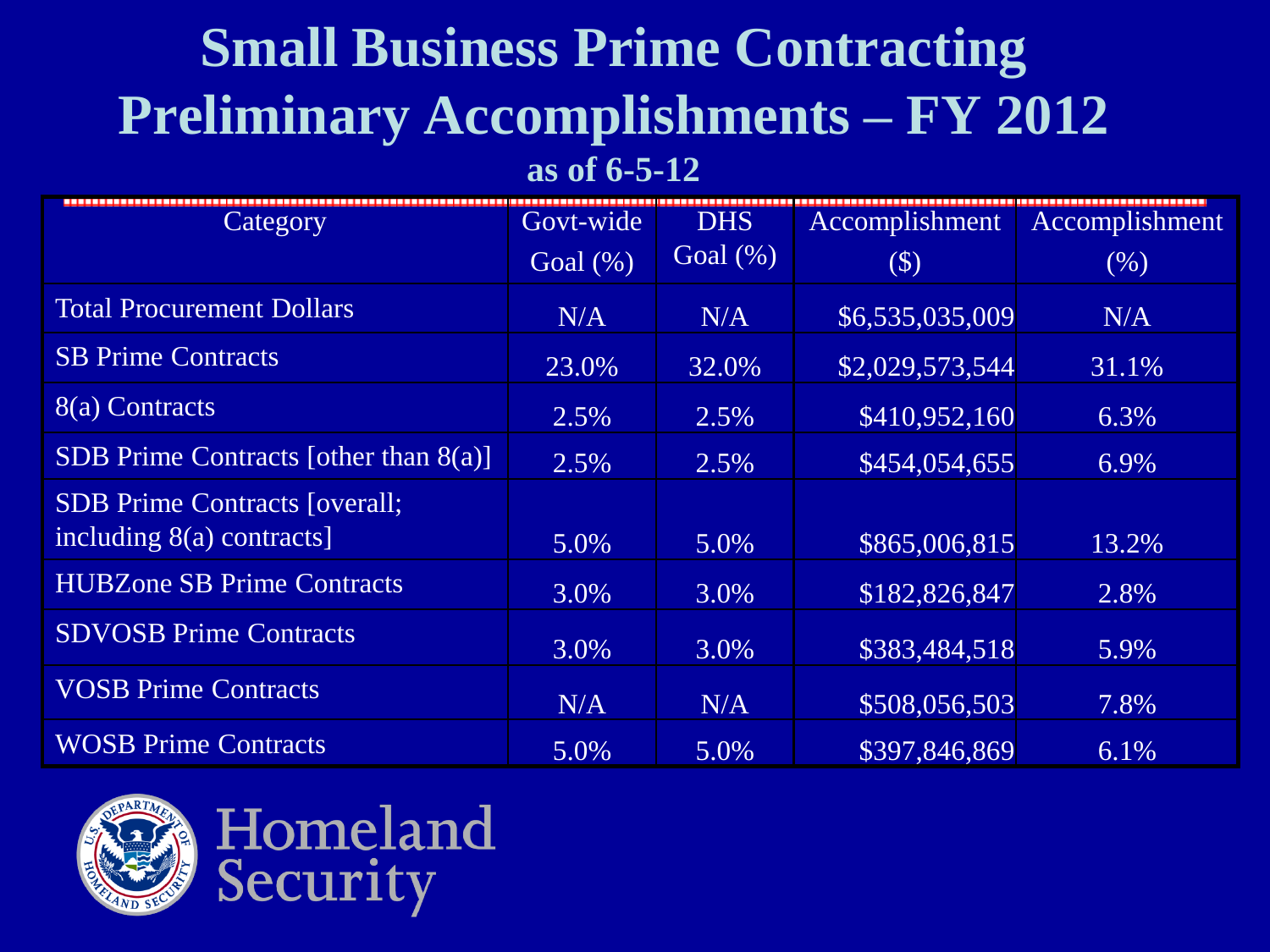# Small Business Prime Contracting Preliminary Accomplishments – FY 2012

**as of 6-5-12**

| Category | Govt-wide Goal (%) | DHS Goal (%) | Accomplishment ($) | Accomplishment (%) |
|---|---|---|---|---|
| Total Procurement Dollars | N/A | N/A | $6,535,035,009 | N/A |
| SB Prime Contracts | 23.0% | 32.0% | $2,029,573,544 | 31.1% |
| 8(a) Contracts | 2.5% | 2.5% | $410,952,160 | 6.3% |
| SDB Prime Contracts [other than 8(a)] | 2.5% | 2.5% | $454,054,655 | 6.9% |
| SDB Prime Contracts [overall; including 8(a) contracts] | 5.0% | 5.0% | $865,006,815 | 13.2% |
| HUBZone SB Prime Contracts | 3.0% | 3.0% | $182,826,847 | 2.8% |
| SDVOSB Prime Contracts | 3.0% | 3.0% | $383,484,518 | 5.9% |
| VOSB Prime Contracts | N/A | N/A | $508,056,503 | 7.8% |
| WOSB Prime Contracts | 5.0% | 5.0% | $397,846,869 | 6.1% |

Homeland Security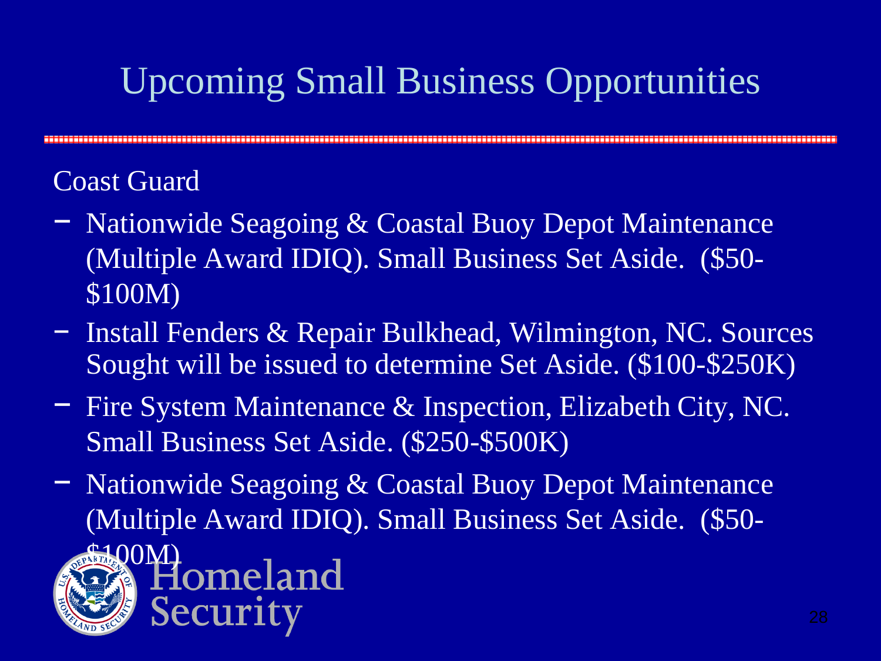# Upcoming Small Business Opportunities

Coast Guard

- Nationwide Seagoing & Coastal Buoy Depot Maintenance (Multiple Award IDIQ). Small Business Set Aside. ($50-$100M)
- Install Fenders & Repair Bulkhead, Wilmington, NC. Sources Sought will be issued to determine Set Aside. ($100-$250K)
- Fire System Maintenance & Inspection, Elizabeth City, NC. Small Business Set Aside. ($250-$500K)
- Nationwide Seagoing & Coastal Buoy Depot Maintenance (Multiple Award IDIQ). Small Business Set Aside. ($50-$100M)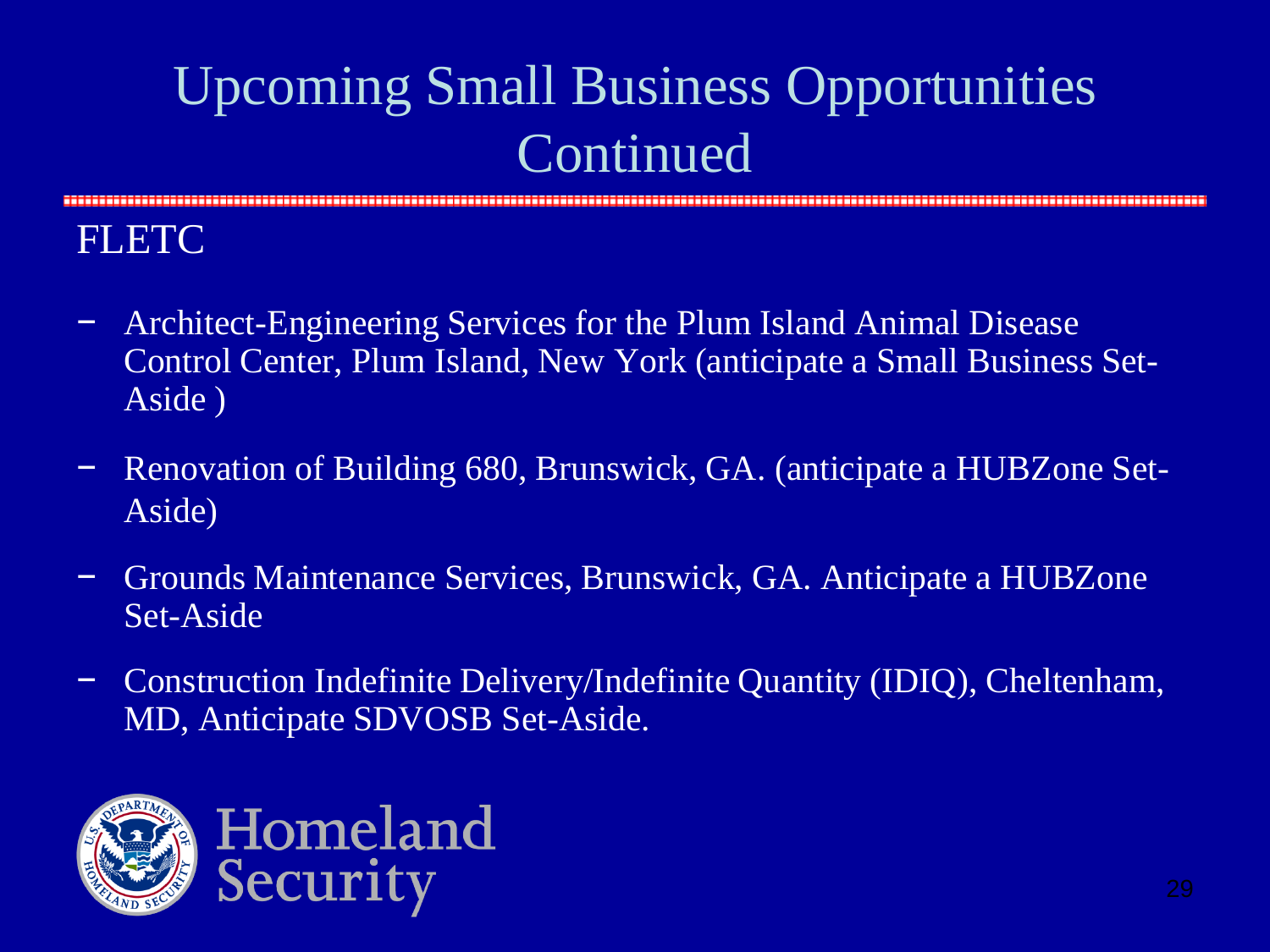# Upcoming Small Business Opportunities Continued

## FLETC

- Architect-Engineering Services for the Plum Island Animal Disease Control Center, Plum Island, New York (anticipate a Small Business Set-Aside )
- Renovation of Building 680, Brunswick, GA. (anticipate a HUBZone Set-Aside)
- Grounds Maintenance Services, Brunswick, GA. Anticipate a HUBZone Set-Aside
- Construction Indefinite Delivery/Indefinite Quantity (IDIQ), Cheltenham, MD, Anticipate SDVOSB Set-Aside.

Homeland Security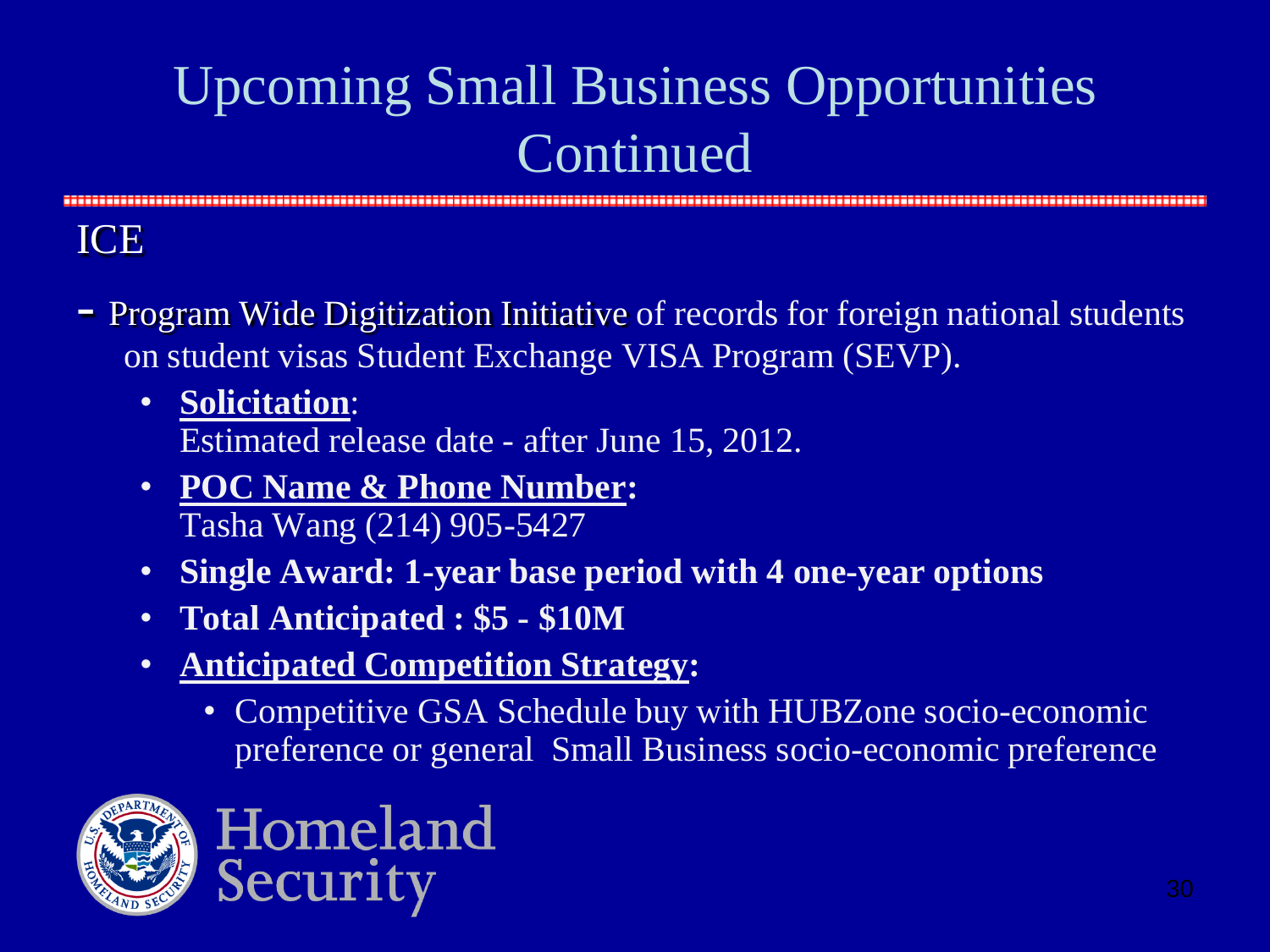# Upcoming Small Business Opportunities Continued

## ICE

- Program Wide Digitization Initiative of records for foreign national students on student visas Student Exchange VISA Program (SEVP).
  - **Solicitation**:
    Estimated release date - after June 15, 2012.
  - **POC Name & Phone Number:**
    Tasha Wang (214) 905-5427
  - **Single Award: 1-year base period with 4 one-year options**
  - **Total Anticipated : $5 - $10M**
  - **Anticipated Competition Strategy:**
    - Competitive GSA Schedule buy with HUBZone socio-economic preference or general Small Business socio-economic preference

Homeland Security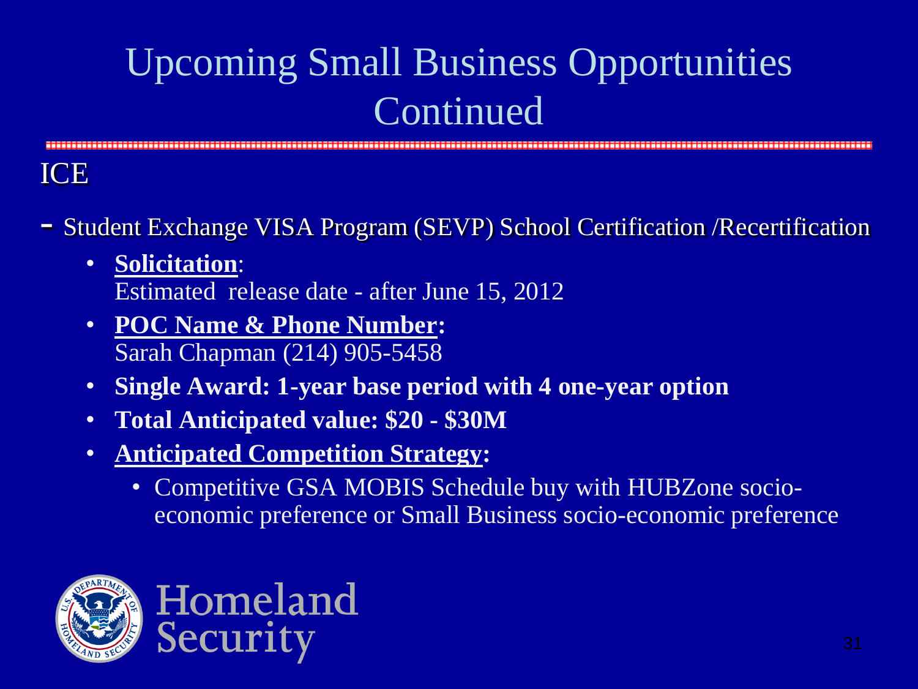# Upcoming Small Business Opportunities Continued

## ICE

- Student Exchange VISA Program (SEVP) School Certification /Recertification
  - **Solicitation**:
    Estimated release date - after June 15, 2012
  - **POC Name & Phone Number:**
    Sarah Chapman (214) 905-5458
  - **Single Award: 1-year base period with 4 one-year option**
  - **Total Anticipated value: $20 - $30M**
  - **Anticipated Competition Strategy:**
    - Competitive GSA MOBIS Schedule buy with HUBZone socio-economic preference or Small Business socio-economic preference

Homeland Security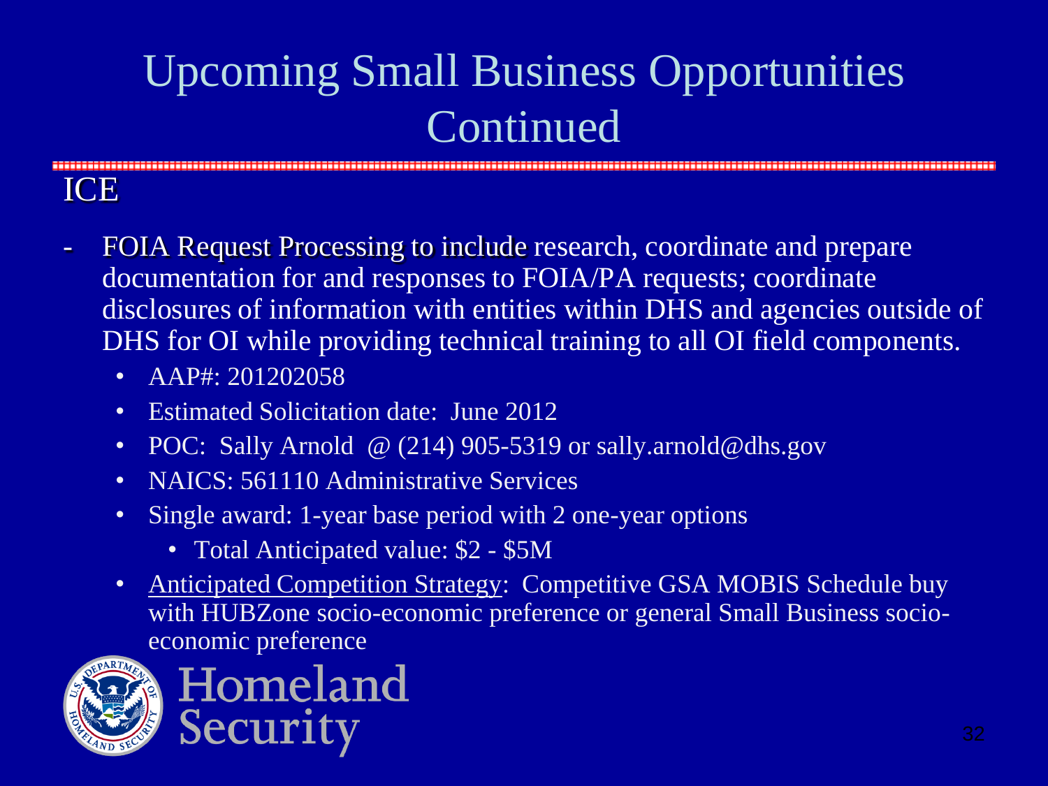# Upcoming Small Business Opportunities Continued

## ICE

- FOIA Request Processing to include research, coordinate and prepare documentation for and responses to FOIA/PA requests; coordinate disclosures of information with entities within DHS and agencies outside of DHS for OI while providing technical training to all OI field components.
  - AAP#: 201202058
  - Estimated Solicitation date: June 2012
  - POC: Sally Arnold @ (214) 905-5319 or sally.arnold@dhs.gov
  - NAICS: 561110 Administrative Services
  - Single award: 1-year base period with 2 one-year options
    - Total Anticipated value: $2 - $5M
  - Anticipated Competition Strategy: Competitive GSA MOBIS Schedule buy with HUBZone socio-economic preference or general Small Business socio-economic preference

Homeland Security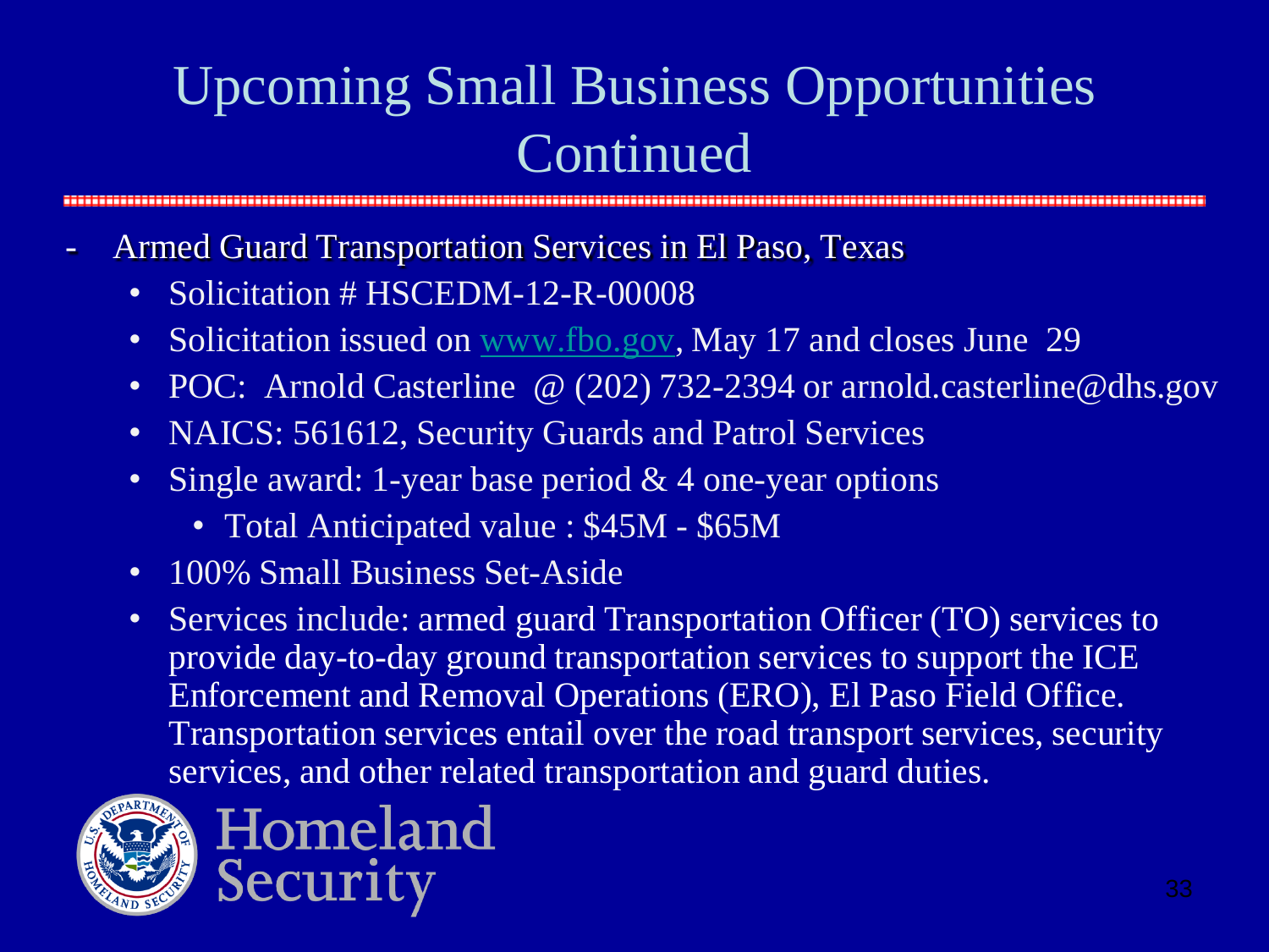# Upcoming Small Business Opportunities Continued

- Armed Guard Transportation Services in El Paso, Texas
  - Solicitation # HSCEDM-12-R-00008
  - Solicitation issued on www.fbo.gov, May 17 and closes June 29
  - POC: Arnold Casterline @ (202) 732-2394 or arnold.casterline@dhs.gov
  - NAICS: 561612, Security Guards and Patrol Services
  - Single award: 1-year base period & 4 one-year options
    - Total Anticipated value : $45M - $65M
  - 100% Small Business Set-Aside
  - Services include: armed guard Transportation Officer (TO) services to provide day-to-day ground transportation services to support the ICE Enforcement and Removal Operations (ERO), El Paso Field Office. Transportation services entail over the road transport services, security services, and other related transportation and guard duties.

Homeland Security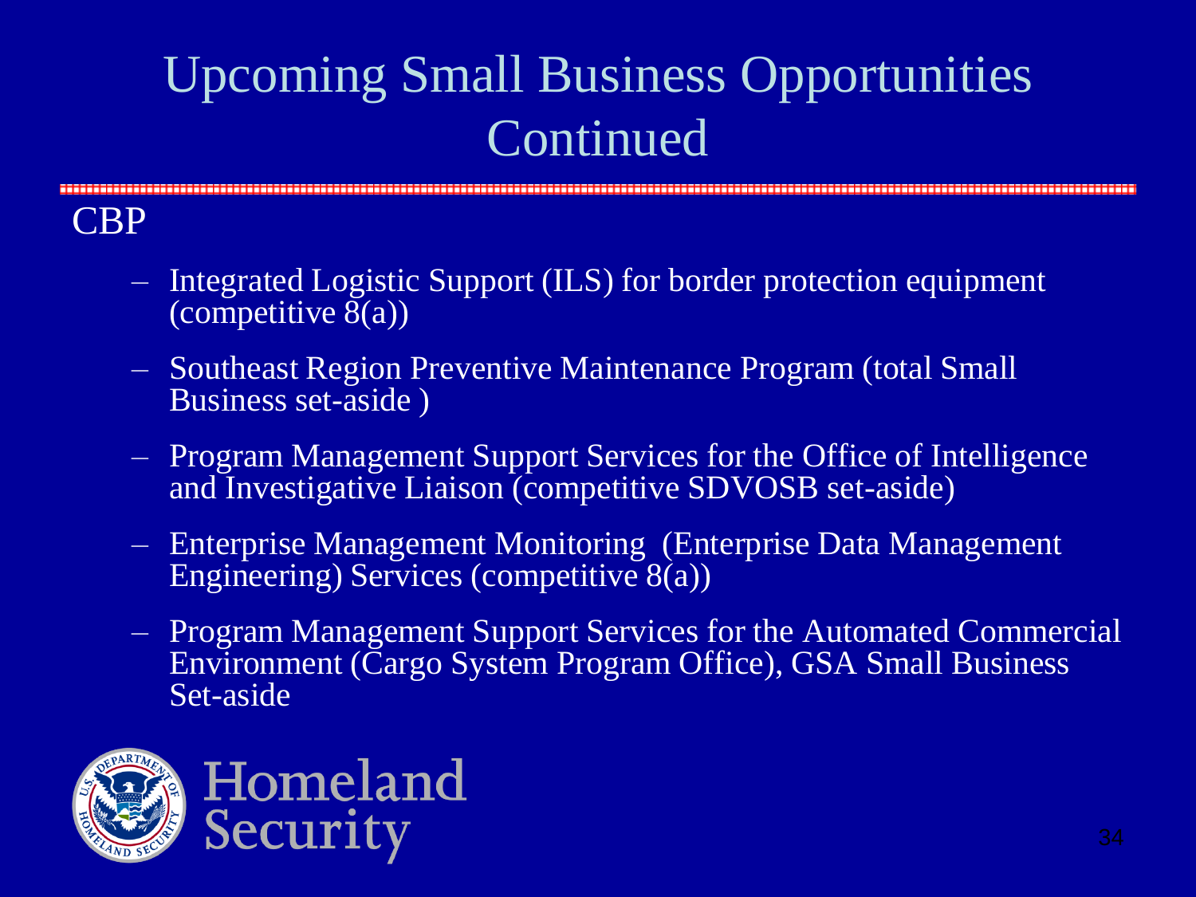# Upcoming Small Business Opportunities Continued

CBP

- Integrated Logistic Support (ILS) for border protection equipment (competitive 8(a))
- Southeast Region Preventive Maintenance Program (total Small Business set-aside )
- Program Management Support Services for the Office of Intelligence and Investigative Liaison (competitive SDVOSB set-aside)
- Enterprise Management Monitoring (Enterprise Data Management Engineering) Services (competitive 8(a))
- Program Management Support Services for the Automated Commercial Environment (Cargo System Program Office), GSA Small Business Set-aside

Homeland Security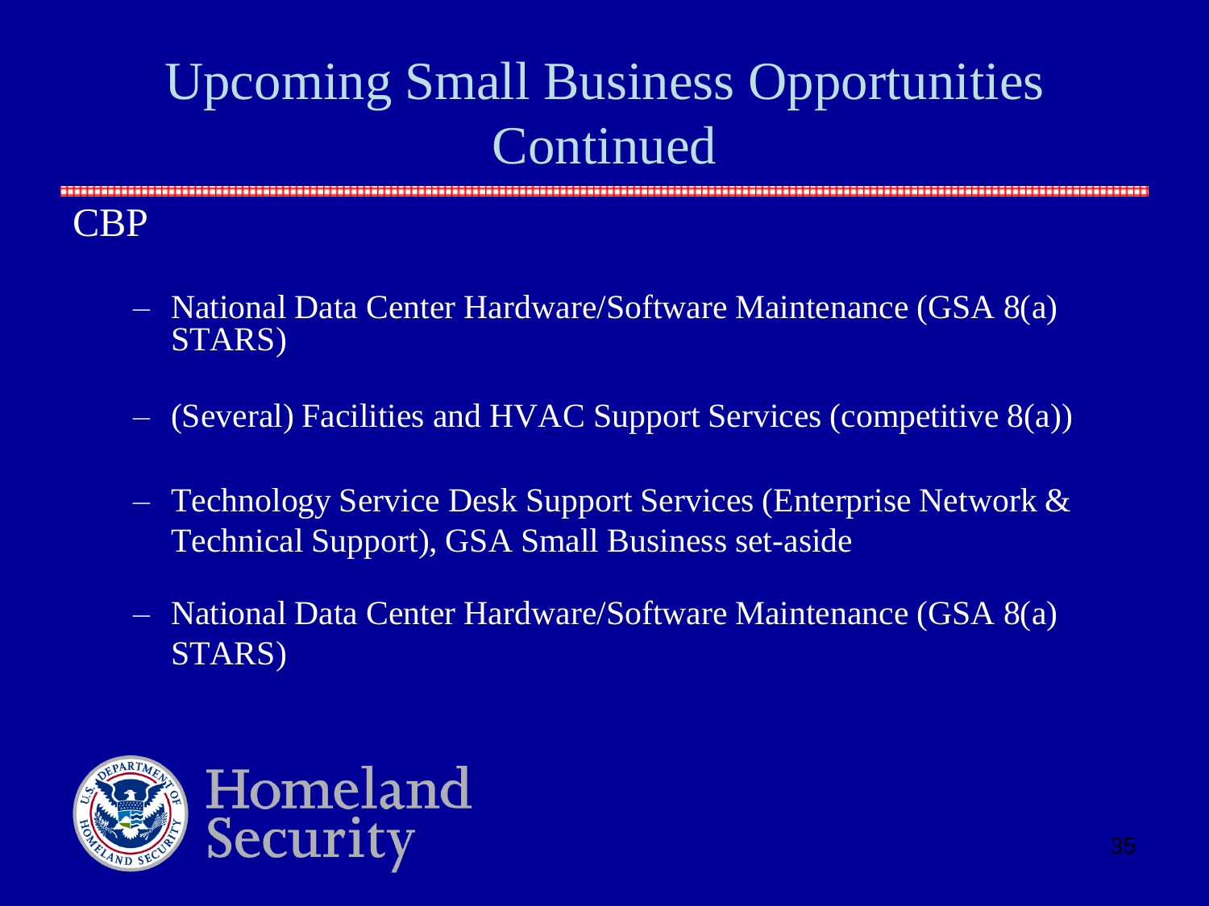# Upcoming Small Business Opportunities Continued

CBP

- National Data Center Hardware/Software Maintenance (GSA 8(a) STARS)
- (Several) Facilities and HVAC Support Services (competitive 8(a))
- Technology Service Desk Support Services (Enterprise Network & Technical Support), GSA Small Business set-aside
- National Data Center Hardware/Software Maintenance (GSA 8(a) STARS)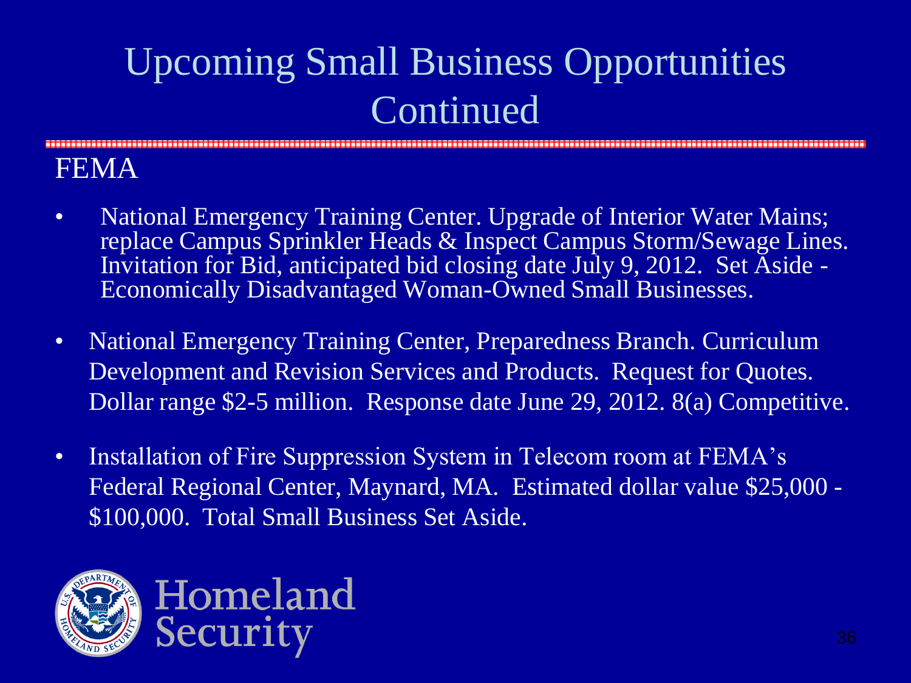# Upcoming Small Business Opportunities Continued

## FEMA

- National Emergency Training Center. Upgrade of Interior Water Mains; replace Campus Sprinkler Heads & Inspect Campus Storm/Sewage Lines. Invitation for Bid, anticipated bid closing date July 9, 2012. Set Aside - Economically Disadvantaged Woman-Owned Small Businesses.
- National Emergency Training Center, Preparedness Branch. Curriculum Development and Revision Services and Products. Request for Quotes. Dollar range $2-5 million. Response date June 29, 2012. 8(a) Competitive.
- Installation of Fire Suppression System in Telecom room at FEMA's Federal Regional Center, Maynard, MA. Estimated dollar value $25,000 - $100,000. Total Small Business Set Aside.

Homeland Security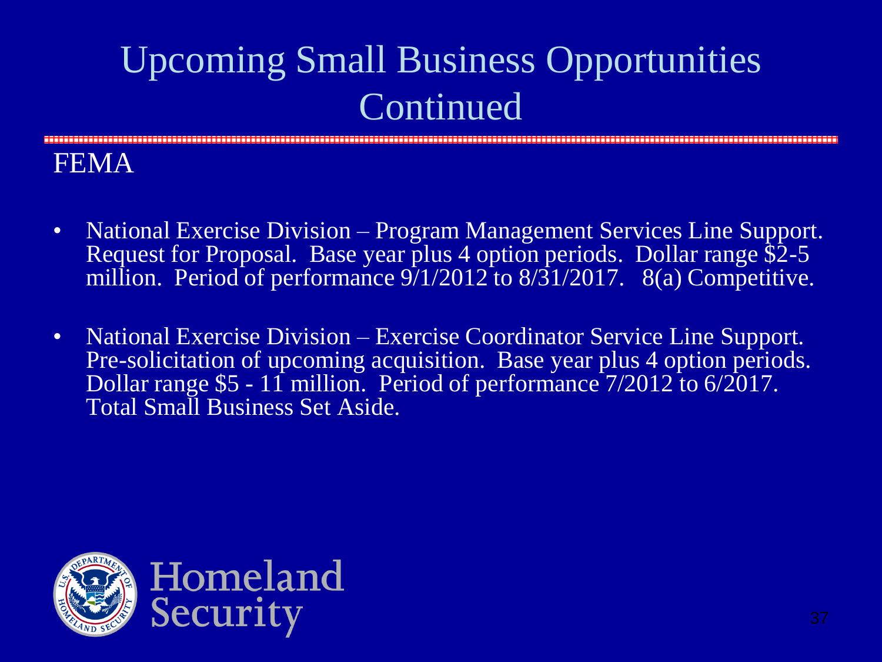# Upcoming Small Business Opportunities Continued

## FEMA

- National Exercise Division – Program Management Services Line Support. Request for Proposal. Base year plus 4 option periods. Dollar range $2-5 million. Period of performance 9/1/2012 to 8/31/2017. 8(a) Competitive.
- National Exercise Division – Exercise Coordinator Service Line Support. Pre-solicitation of upcoming acquisition. Base year plus 4 option periods. Dollar range $5 - 11 million. Period of performance 7/2012 to 6/2017. Total Small Business Set Aside.

Homeland Security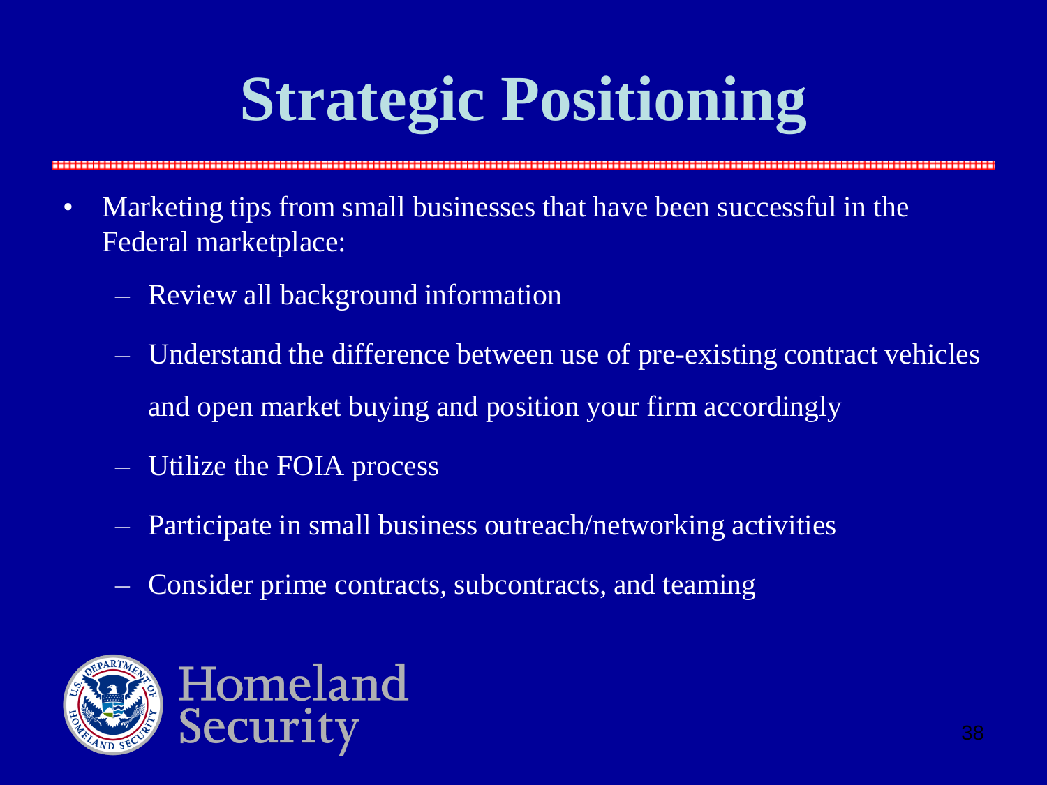# Strategic Positioning

- Marketing tips from small businesses that have been successful in the Federal marketplace:
  - Review all background information
  - Understand the difference between use of pre-existing contract vehicles and open market buying and position your firm accordingly
  - Utilize the FOIA process
  - Participate in small business outreach/networking activities
  - Consider prime contracts, subcontracts, and teaming

Homeland Security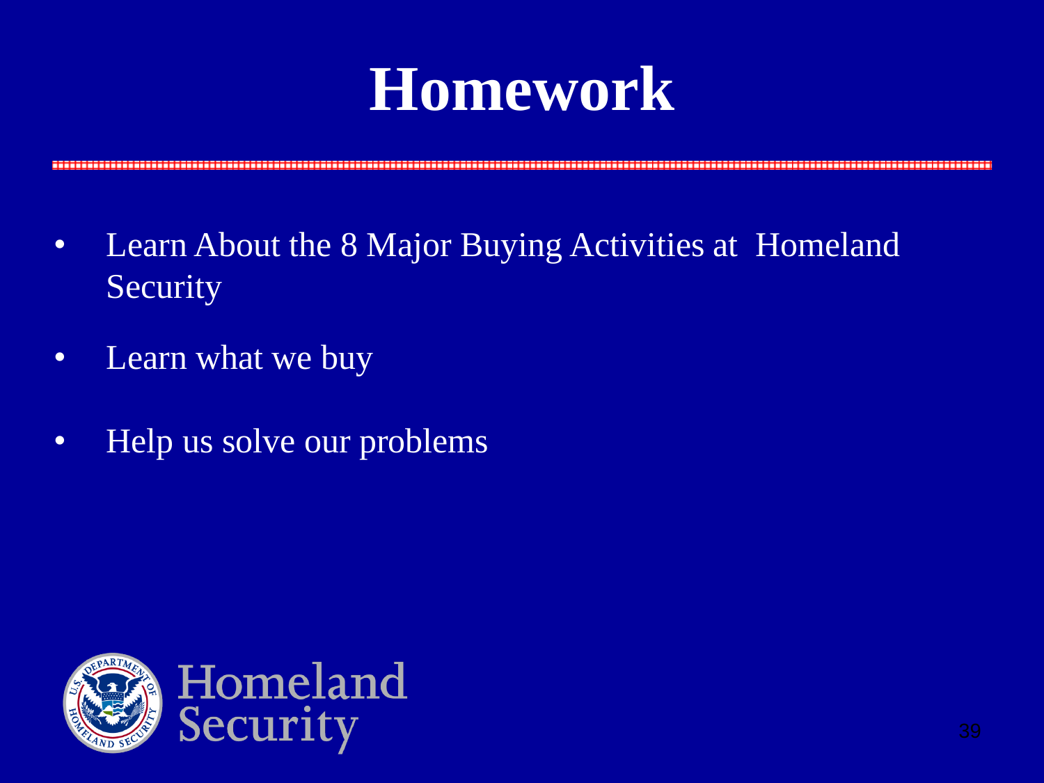# Homework

- Learn About the 8 Major Buying Activities at Homeland Security
- Learn what we buy
- Help us solve our problems

Homeland Security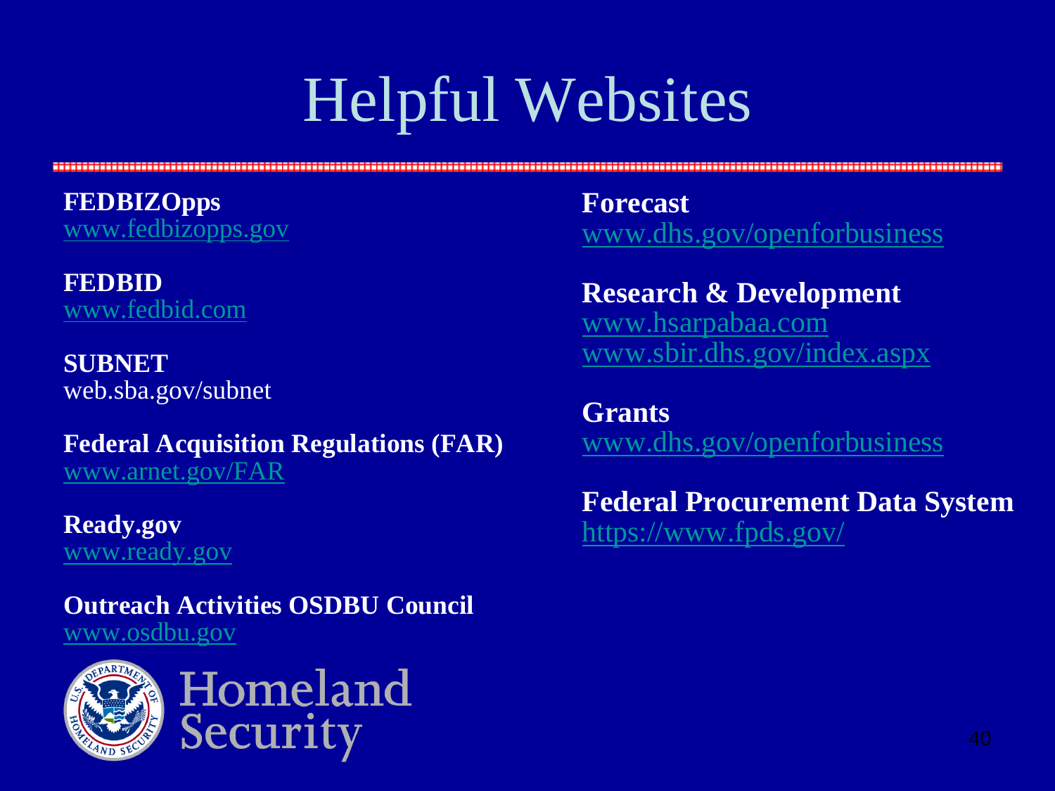# Helpful Websites

**FEDBIZOpps**
www.fedbizopps.gov

**FEDBID**
www.fedbid.com

**SUBNET**
web.sba.gov/subnet

**Federal Acquisition Regulations (FAR)**
www.arnet.gov/FAR

**Ready.gov**
www.ready.gov

**Outreach Activities OSDBU Council**
www.osdbu.gov

**Forecast**
www.dhs.gov/openforbusiness

**Research & Development**
www.hsarpabaa.com
www.sbir.dhs.gov/index.aspx

**Grants**
www.dhs.gov/openforbusiness

**Federal Procurement Data System**
https://www.fpds.gov/

Homeland Security